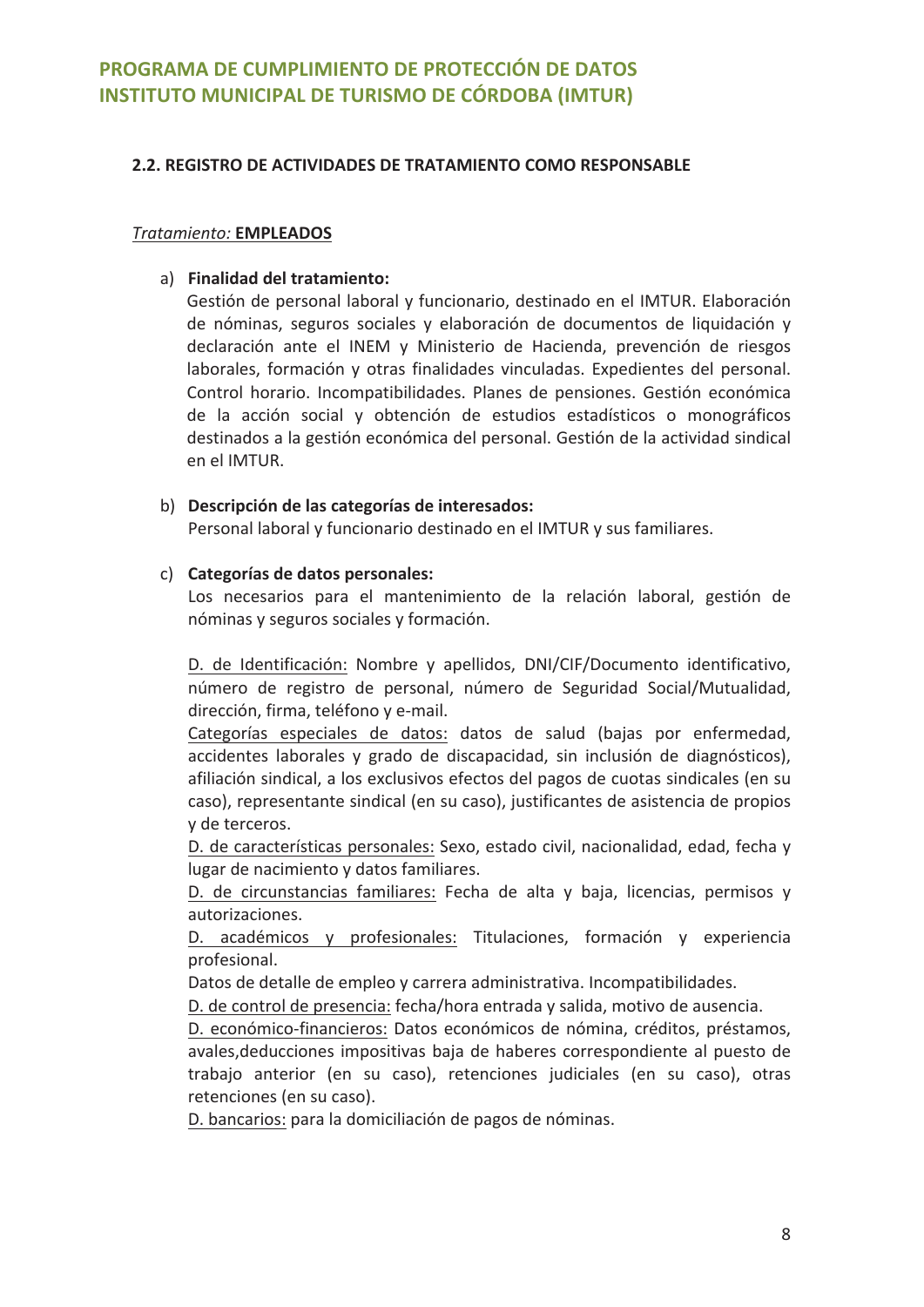## 2.2. REGISTRO DE ACTIVIDADES DE TRATAMIENTO COMO RESPONSABLE

*Tratamiento:* **EMPLEADOS**

a) **Finalidad del tratamiento:**
Gestión de personal laboral y funcionario, destinado en el IMTUR. Elaboración de nóminas, seguros sociales y elaboración de documentos de liquidación y declaración ante el INEM y Ministerio de Hacienda, prevención de riesgos laborales, formación y otras finalidades vinculadas. Expedientes del personal. Control horario. Incompatibilidades. Planes de pensiones. Gestión económica de la acción social y obtención de estudios estadísticos o monográficos destinados a la gestión económica del personal. Gestión de la actividad sindical en el IMTUR.

b) **Descripción de las categorías de interesados:**
Personal laboral y funcionario destinado en el IMTUR y sus familiares.

c) **Categorías de datos personales:**
Los necesarios para el mantenimiento de la relación laboral, gestión de nóminas y seguros sociales y formación.

D. de Identificación: Nombre y apellidos, DNI/CIF/Documento identificativo, número de registro de personal, número de Seguridad Social/Mutualidad, dirección, firma, teléfono y e-mail.
Categorías especiales de datos: datos de salud (bajas por enfermedad, accidentes laborales y grado de discapacidad, sin inclusión de diagnósticos), afiliación sindical, a los exclusivos efectos del pagos de cuotas sindicales (en su caso), representante sindical (en su caso), justificantes de asistencia de propios y de terceros.
D. de características personales: Sexo, estado civil, nacionalidad, edad, fecha y lugar de nacimiento y datos familiares.
D. de circunstancias familiares: Fecha de alta y baja, licencias, permisos y autorizaciones.
D. académicos y profesionales: Titulaciones, formación y experiencia profesional.
Datos de detalle de empleo y carrera administrativa. Incompatibilidades.
D. de control de presencia: fecha/hora entrada y salida, motivo de ausencia.
D. económico-financieros: Datos económicos de nómina, créditos, préstamos, avales,deducciones impositivas baja de haberes correspondiente al puesto de trabajo anterior (en su caso), retenciones judiciales (en su caso), otras retenciones (en su caso).
D. bancarios: para la domiciliación de pagos de nóminas.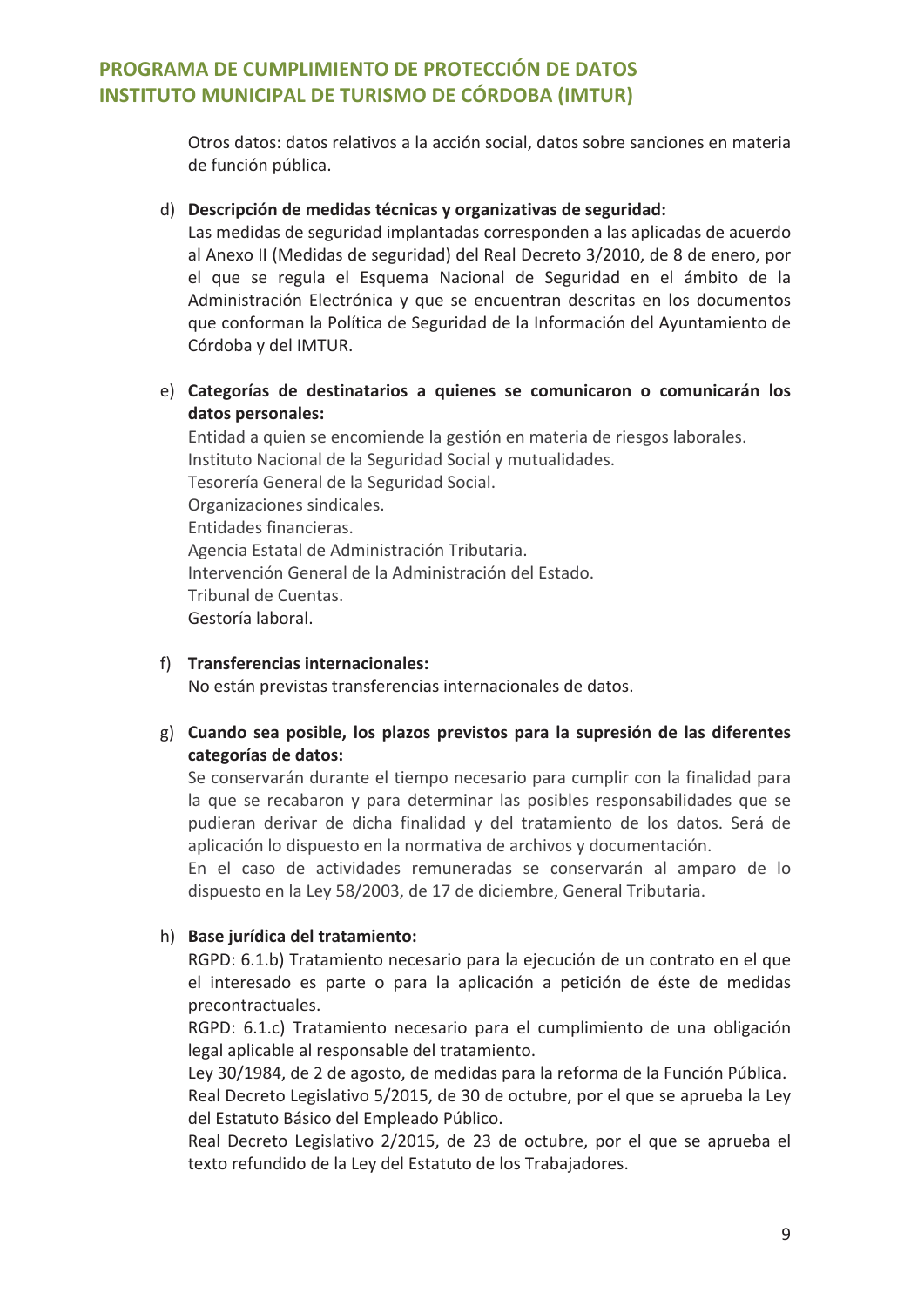Otros datos: datos relativos a la acción social, datos sobre sanciones en materia de función pública.

d) **Descripción de medidas técnicas y organizativas de seguridad:**
   Las medidas de seguridad implantadas corresponden a las aplicadas de acuerdo al Anexo II (Medidas de seguridad) del Real Decreto 3/2010, de 8 de enero, por el que se regula el Esquema Nacional de Seguridad en el ámbito de la Administración Electrónica y que se encuentran descritas en los documentos que conforman la Política de Seguridad de la Información del Ayuntamiento de Córdoba y del IMTUR.

e) **Categorías de destinatarios a quienes se comunicaron o comunicarán los datos personales:**
   Entidad a quien se encomiende la gestión en materia de riesgos laborales.
   Instituto Nacional de la Seguridad Social y mutualidades.
   Tesorería General de la Seguridad Social.
   Organizaciones sindicales.
   Entidades financieras.
   Agencia Estatal de Administración Tributaria.
   Intervención General de la Administración del Estado.
   Tribunal de Cuentas.
   Gestoría laboral.

f) **Transferencias internacionales:**
   No están previstas transferencias internacionales de datos.

g) **Cuando sea posible, los plazos previstos para la supresión de las diferentes categorías de datos:**
   Se conservarán durante el tiempo necesario para cumplir con la finalidad para la que se recabaron y para determinar las posibles responsabilidades que se pudieran derivar de dicha finalidad y del tratamiento de los datos. Será de aplicación lo dispuesto en la normativa de archivos y documentación.
   En el caso de actividades remuneradas se conservarán al amparo de lo dispuesto en la Ley 58/2003, de 17 de diciembre, General Tributaria.

h) **Base jurídica del tratamiento:**
   RGPD: 6.1.b) Tratamiento necesario para la ejecución de un contrato en el que el interesado es parte o para la aplicación a petición de éste de medidas precontractuales.
   RGPD: 6.1.c) Tratamiento necesario para el cumplimiento de una obligación legal aplicable al responsable del tratamiento.
   Ley 30/1984, de 2 de agosto, de medidas para la reforma de la Función Pública.
   Real Decreto Legislativo 5/2015, de 30 de octubre, por el que se aprueba la Ley del Estatuto Básico del Empleado Público.
   Real Decreto Legislativo 2/2015, de 23 de octubre, por el que se aprueba el texto refundido de la Ley del Estatuto de los Trabajadores.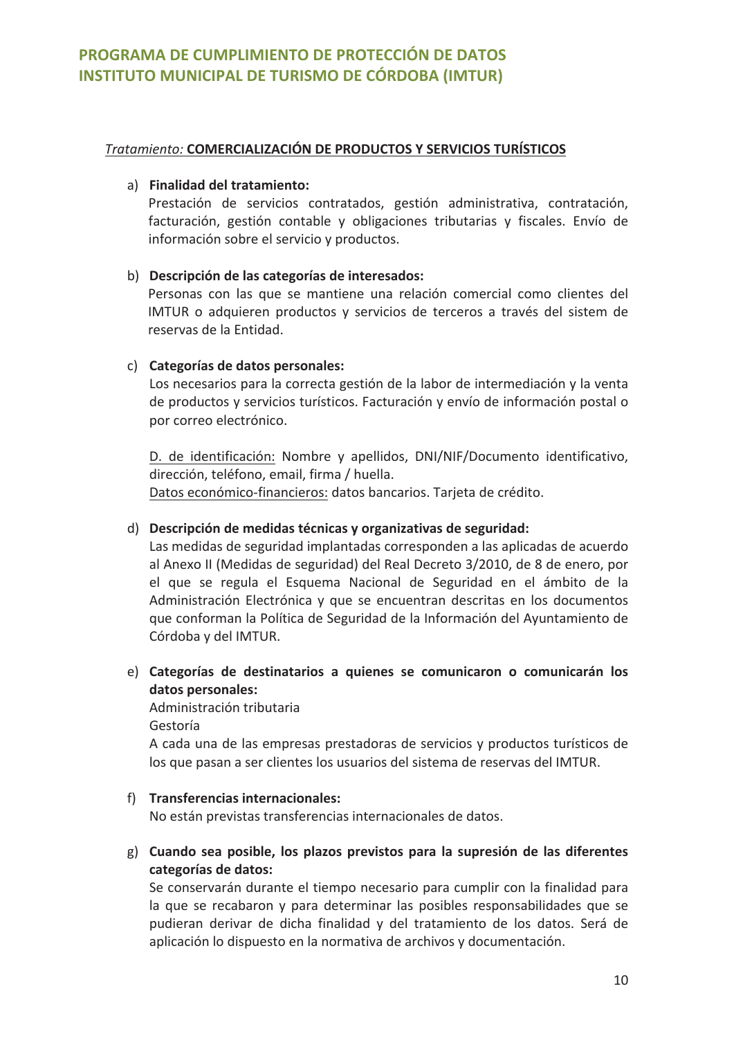*Tratamiento:* **COMERCIALIZACIÓN DE PRODUCTOS Y SERVICIOS TURÍSTICOS**

a) **Finalidad del tratamiento:**
Prestación de servicios contratados, gestión administrativa, contratación, facturación, gestión contable y obligaciones tributarias y fiscales. Envío de información sobre el servicio y productos.

b) **Descripción de las categorías de interesados:**
Personas con las que se mantiene una relación comercial como clientes del IMTUR o adquieren productos y servicios de terceros a través del sistem de reservas de la Entidad.

c) **Categorías de datos personales:**
Los necesarios para la correcta gestión de la labor de intermediación y la venta de productos y servicios turísticos. Facturación y envío de información postal o por correo electrónico.

D. de identificación: Nombre y apellidos, DNI/NIF/Documento identificativo, dirección, teléfono, email, firma / huella.
Datos económico-financieros: datos bancarios. Tarjeta de crédito.

d) **Descripción de medidas técnicas y organizativas de seguridad:**
Las medidas de seguridad implantadas corresponden a las aplicadas de acuerdo al Anexo II (Medidas de seguridad) del Real Decreto 3/2010, de 8 de enero, por el que se regula el Esquema Nacional de Seguridad en el ámbito de la Administración Electrónica y que se encuentran descritas en los documentos que conforman la Política de Seguridad de la Información del Ayuntamiento de Córdoba y del IMTUR.

e) **Categorías de destinatarios a quienes se comunicaron o comunicarán los datos personales:**
Administración tributaria
Gestoría
A cada una de las empresas prestadoras de servicios y productos turísticos de los que pasan a ser clientes los usuarios del sistema de reservas del IMTUR.

f) **Transferencias internacionales:**
No están previstas transferencias internacionales de datos.

g) **Cuando sea posible, los plazos previstos para la supresión de las diferentes categorías de datos:**
Se conservarán durante el tiempo necesario para cumplir con la finalidad para la que se recabaron y para determinar las posibles responsabilidades que se pudieran derivar de dicha finalidad y del tratamiento de los datos. Será de aplicación lo dispuesto en la normativa de archivos y documentación.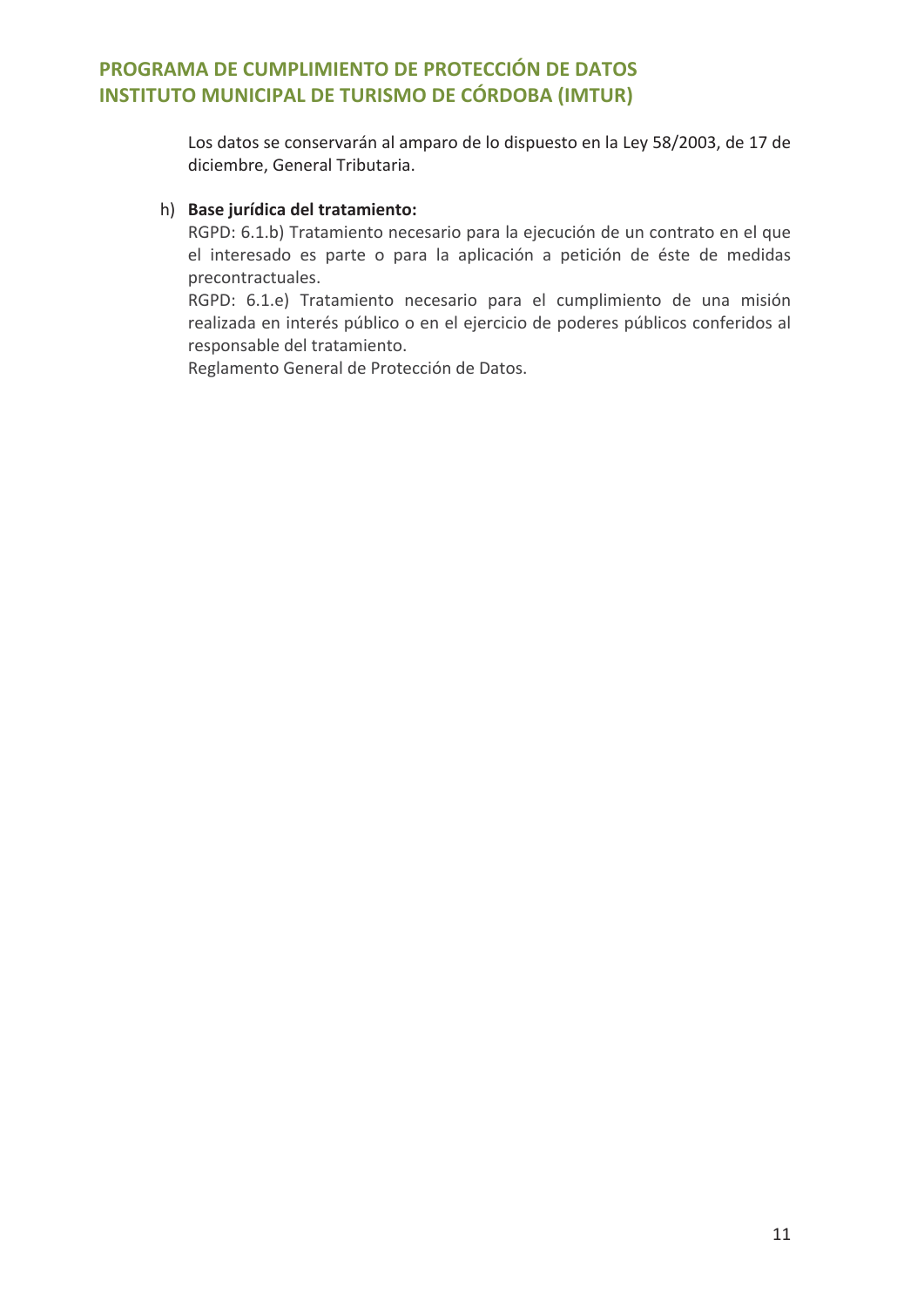Los datos se conservarán al amparo de lo dispuesto en la Ley 58/2003, de 17 de diciembre, General Tributaria.

h) **Base jurídica del tratamiento:**

RGPD: 6.1.b) Tratamiento necesario para la ejecución de un contrato en el que el interesado es parte o para la aplicación a petición de éste de medidas precontractuales.

RGPD: 6.1.e) Tratamiento necesario para el cumplimiento de una misión realizada en interés público o en el ejercicio de poderes públicos conferidos al responsable del tratamiento.

Reglamento General de Protección de Datos.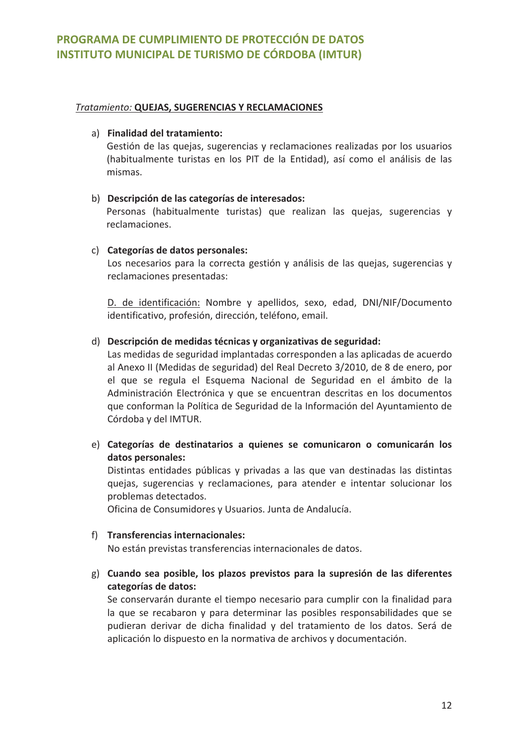*Tratamiento:* **QUEJAS, SUGERENCIAS Y RECLAMACIONES**

a) **Finalidad del tratamiento:**
Gestión de las quejas, sugerencias y reclamaciones realizadas por los usuarios (habitualmente turistas en los PIT de la Entidad), así como el análisis de las mismas.

b) **Descripción de las categorías de interesados:**
Personas (habitualmente turistas) que realizan las quejas, sugerencias y reclamaciones.

c) **Categorías de datos personales:**
Los necesarios para la correcta gestión y análisis de las quejas, sugerencias y reclamaciones presentadas:

D. de identificación: Nombre y apellidos, sexo, edad, DNI/NIF/Documento identificativo, profesión, dirección, teléfono, email.

d) **Descripción de medidas técnicas y organizativas de seguridad:**
Las medidas de seguridad implantadas corresponden a las aplicadas de acuerdo al Anexo II (Medidas de seguridad) del Real Decreto 3/2010, de 8 de enero, por el que se regula el Esquema Nacional de Seguridad en el ámbito de la Administración Electrónica y que se encuentran descritas en los documentos que conforman la Política de Seguridad de la Información del Ayuntamiento de Córdoba y del IMTUR.

e) **Categorías de destinatarios a quienes se comunicaron o comunicarán los datos personales:**
Distintas entidades públicas y privadas a las que van destinadas las distintas quejas, sugerencias y reclamaciones, para atender e intentar solucionar los problemas detectados.
Oficina de Consumidores y Usuarios. Junta de Andalucía.

f) **Transferencias internacionales:**
No están previstas transferencias internacionales de datos.

g) **Cuando sea posible, los plazos previstos para la supresión de las diferentes categorías de datos:**
Se conservarán durante el tiempo necesario para cumplir con la finalidad para la que se recabaron y para determinar las posibles responsabilidades que se pudieran derivar de dicha finalidad y del tratamiento de los datos. Será de aplicación lo dispuesto en la normativa de archivos y documentación.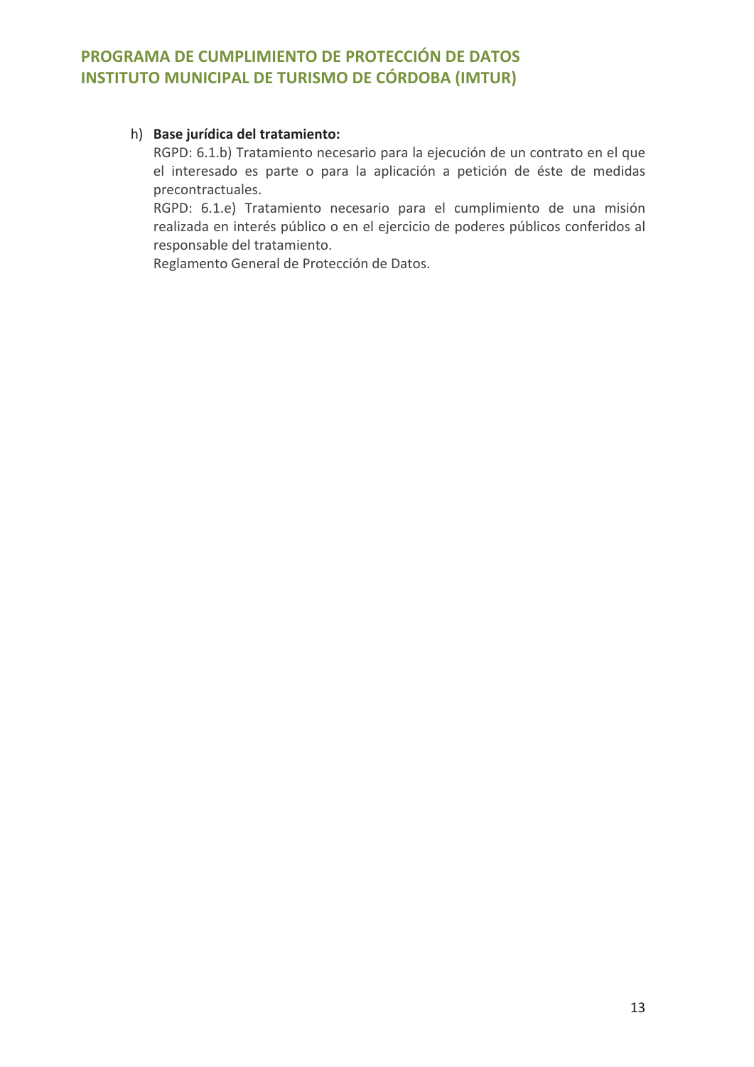h) **Base jurídica del tratamiento:**

RGPD: 6.1.b) Tratamiento necesario para la ejecución de un contrato en el que el interesado es parte o para la aplicación a petición de éste de medidas precontractuales.

RGPD: 6.1.e) Tratamiento necesario para el cumplimiento de una misión realizada en interés público o en el ejercicio de poderes públicos conferidos al responsable del tratamiento.

Reglamento General de Protección de Datos.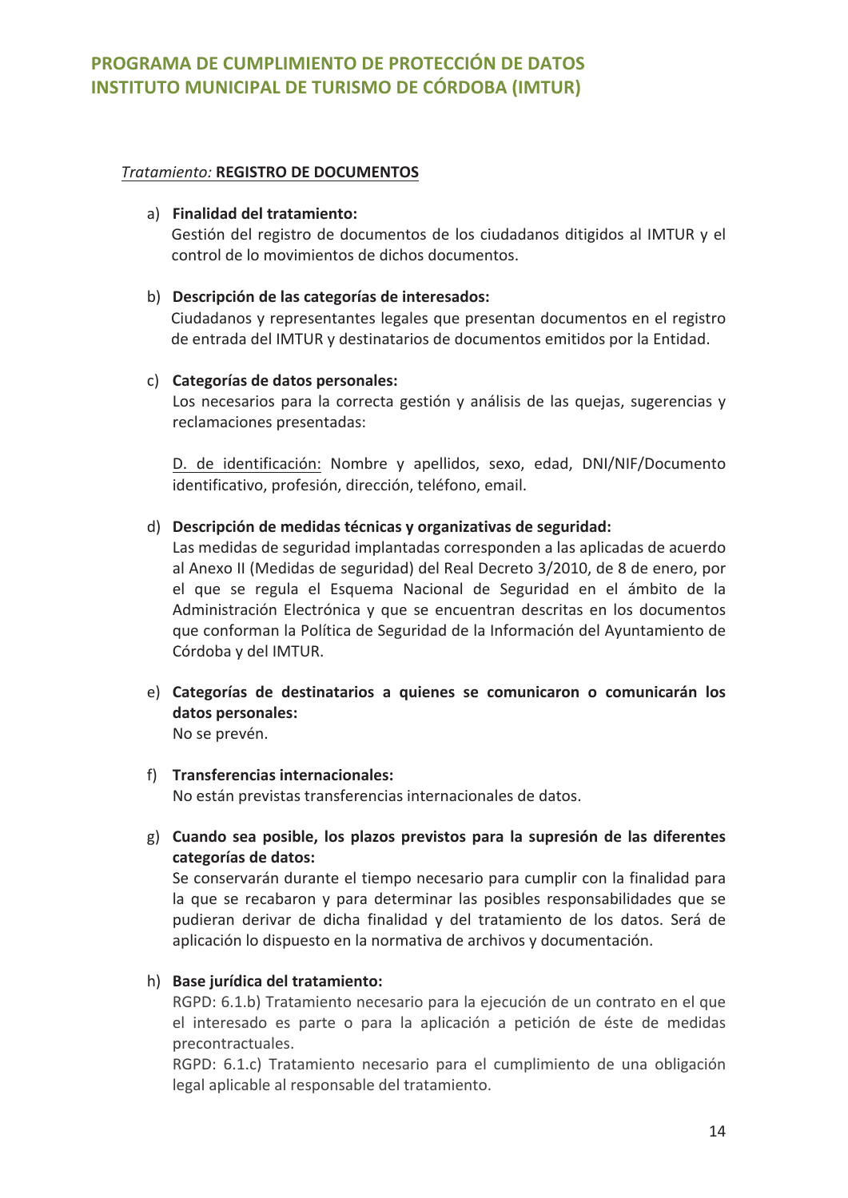*Tratamiento:* **REGISTRO DE DOCUMENTOS**

a) **Finalidad del tratamiento:**
Gestión del registro de documentos de los ciudadanos ditigidos al IMTUR y el control de lo movimientos de dichos documentos.

b) **Descripción de las categorías de interesados:**
Ciudadanos y representantes legales que presentan documentos en el registro de entrada del IMTUR y destinatarios de documentos emitidos por la Entidad.

c) **Categorías de datos personales:**
Los necesarios para la correcta gestión y análisis de las quejas, sugerencias y reclamaciones presentadas:

D. de identificación: Nombre y apellidos, sexo, edad, DNI/NIF/Documento identificativo, profesión, dirección, teléfono, email.

d) **Descripción de medidas técnicas y organizativas de seguridad:**
Las medidas de seguridad implantadas corresponden a las aplicadas de acuerdo al Anexo II (Medidas de seguridad) del Real Decreto 3/2010, de 8 de enero, por el que se regula el Esquema Nacional de Seguridad en el ámbito de la Administración Electrónica y que se encuentran descritas en los documentos que conforman la Política de Seguridad de la Información del Ayuntamiento de Córdoba y del IMTUR.

e) **Categorías de destinatarios a quienes se comunicaron o comunicarán los datos personales:**
No se prevén.

f) **Transferencias internacionales:**
No están previstas transferencias internacionales de datos.

g) **Cuando sea posible, los plazos previstos para la supresión de las diferentes categorías de datos:**
Se conservarán durante el tiempo necesario para cumplir con la finalidad para la que se recabaron y para determinar las posibles responsabilidades que se pudieran derivar de dicha finalidad y del tratamiento de los datos. Será de aplicación lo dispuesto en la normativa de archivos y documentación.

h) **Base jurídica del tratamiento:**
RGPD: 6.1.b) Tratamiento necesario para la ejecución de un contrato en el que el interesado es parte o para la aplicación a petición de éste de medidas precontractuales.
RGPD: 6.1.c) Tratamiento necesario para el cumplimiento de una obligación legal aplicable al responsable del tratamiento.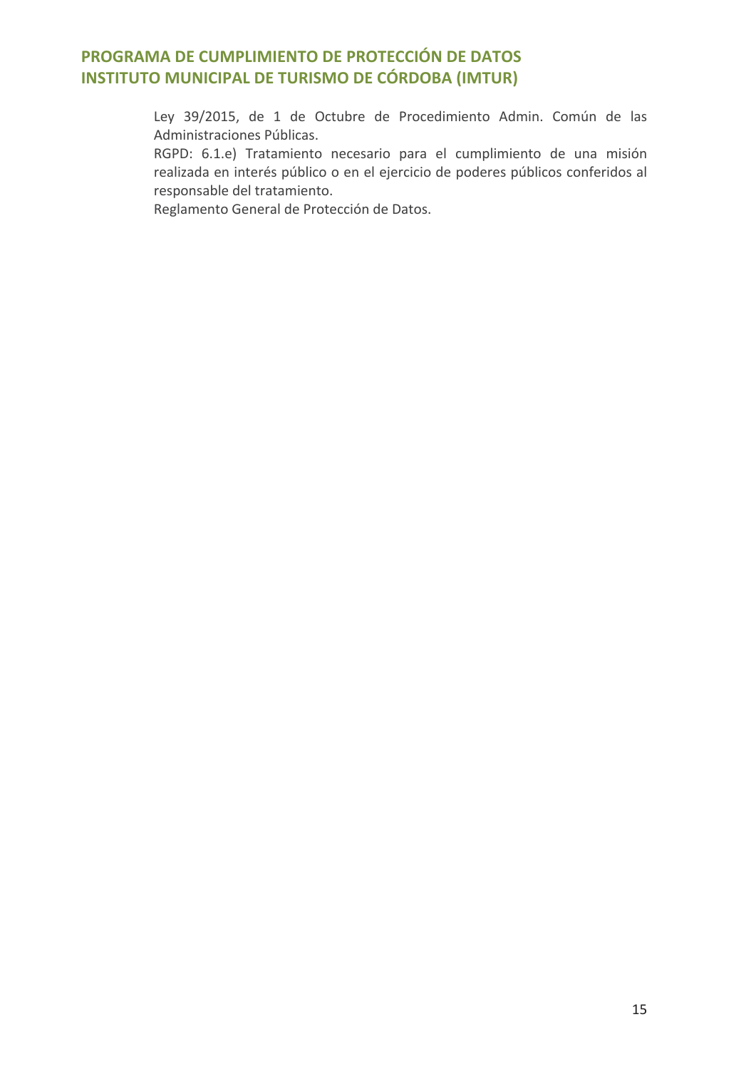Ley 39/2015, de 1 de Octubre de Procedimiento Admin. Común de las Administraciones Públicas.

RGPD: 6.1.e) Tratamiento necesario para el cumplimiento de una misión realizada en interés público o en el ejercicio de poderes públicos conferidos al responsable del tratamiento.

Reglamento General de Protección de Datos.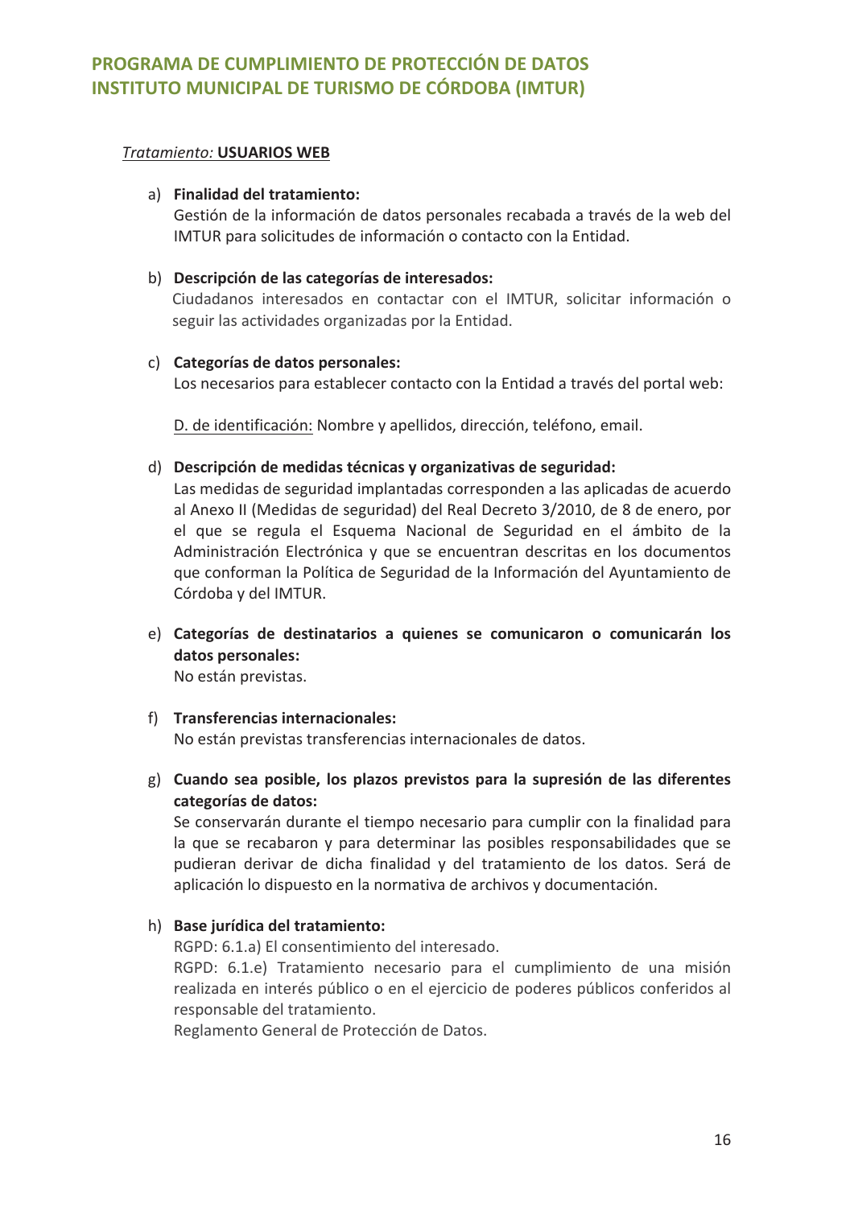*Tratamiento:* **<u>USUARIOS WEB</u>**

a) **Finalidad del tratamiento:**
Gestión de la información de datos personales recabada a través de la web del IMTUR para solicitudes de información o contacto con la Entidad.

b) **Descripción de las categorías de interesados:**
Ciudadanos interesados en contactar con el IMTUR, solicitar información o seguir las actividades organizadas por la Entidad.

c) **Categorías de datos personales:**
Los necesarios para establecer contacto con la Entidad a través del portal web:

<u>D. de identificación:</u> Nombre y apellidos, dirección, teléfono, email.

d) **Descripción de medidas técnicas y organizativas de seguridad:**
Las medidas de seguridad implantadas corresponden a las aplicadas de acuerdo al Anexo II (Medidas de seguridad) del Real Decreto 3/2010, de 8 de enero, por el que se regula el Esquema Nacional de Seguridad en el ámbito de la Administración Electrónica y que se encuentran descritas en los documentos que conforman la Política de Seguridad de la Información del Ayuntamiento de Córdoba y del IMTUR.

e) **Categorías de destinatarios a quienes se comunicaron o comunicarán los datos personales:**
No están previstas.

f) **Transferencias internacionales:**
No están previstas transferencias internacionales de datos.

g) **Cuando sea posible, los plazos previstos para la supresión de las diferentes categorías de datos:**
Se conservarán durante el tiempo necesario para cumplir con la finalidad para la que se recabaron y para determinar las posibles responsabilidades que se pudieran derivar de dicha finalidad y del tratamiento de los datos. Será de aplicación lo dispuesto en la normativa de archivos y documentación.

h) **Base jurídica del tratamiento:**
RGPD: 6.1.a) El consentimiento del interesado.
RGPD: 6.1.e) Tratamiento necesario para el cumplimiento de una misión realizada en interés público o en el ejercicio de poderes públicos conferidos al responsable del tratamiento.
Reglamento General de Protección de Datos.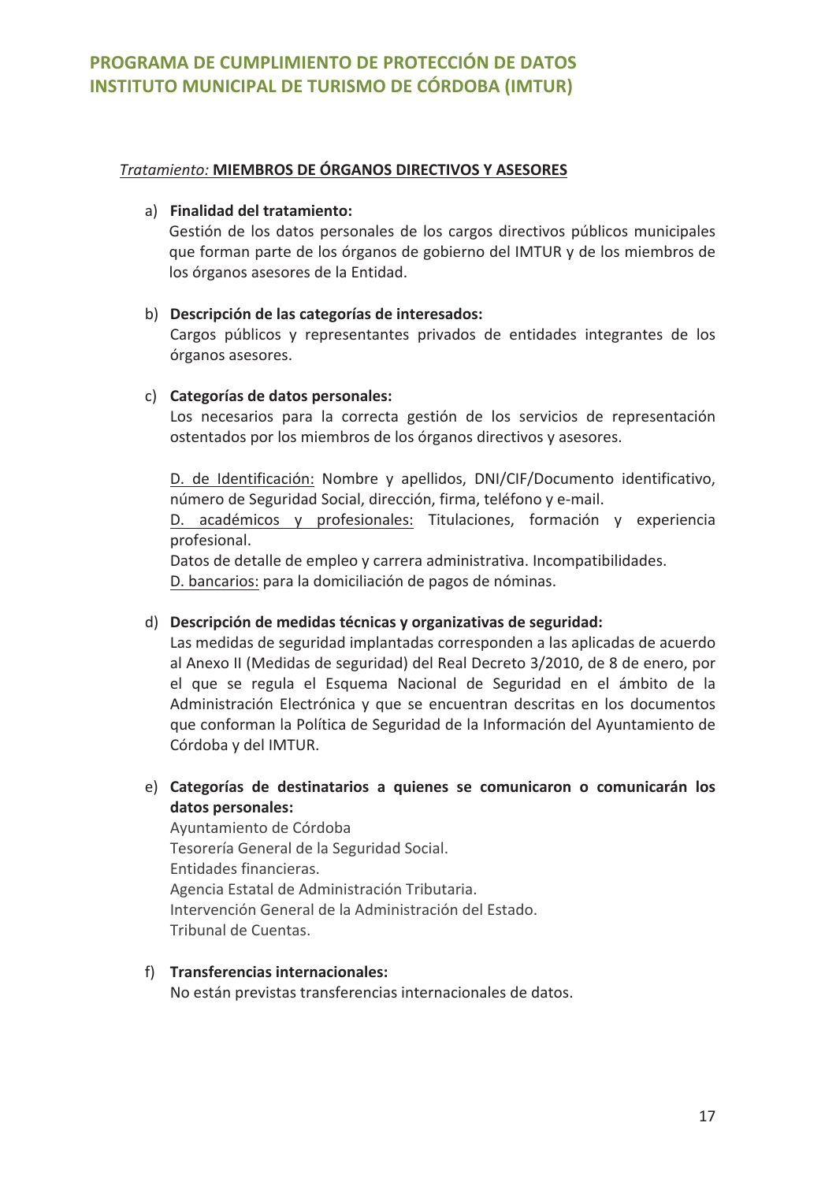*Tratamiento:* **MIEMBROS DE ÓRGANOS DIRECTIVOS Y ASESORES**

a) **Finalidad del tratamiento:**
Gestión de los datos personales de los cargos directivos públicos municipales que forman parte de los órganos de gobierno del IMTUR y de los miembros de los órganos asesores de la Entidad.

b) **Descripción de las categorías de interesados:**
Cargos públicos y representantes privados de entidades integrantes de los órganos asesores.

c) **Categorías de datos personales:**
Los necesarios para la correcta gestión de los servicios de representación ostentados por los miembros de los órganos directivos y asesores.

D. de Identificación: Nombre y apellidos, DNI/CIF/Documento identificativo, número de Seguridad Social, dirección, firma, teléfono y e-mail.
D. académicos y profesionales: Titulaciones, formación y experiencia profesional.
Datos de detalle de empleo y carrera administrativa. Incompatibilidades.
D. bancarios: para la domiciliación de pagos de nóminas.

d) **Descripción de medidas técnicas y organizativas de seguridad:**
Las medidas de seguridad implantadas corresponden a las aplicadas de acuerdo al Anexo II (Medidas de seguridad) del Real Decreto 3/2010, de 8 de enero, por el que se regula el Esquema Nacional de Seguridad en el ámbito de la Administración Electrónica y que se encuentran descritas en los documentos que conforman la Política de Seguridad de la Información del Ayuntamiento de Córdoba y del IMTUR.

e) **Categorías de destinatarios a quienes se comunicaron o comunicarán los datos personales:**
Ayuntamiento de Córdoba
Tesorería General de la Seguridad Social.
Entidades financieras.
Agencia Estatal de Administración Tributaria.
Intervención General de la Administración del Estado.
Tribunal de Cuentas.

f) **Transferencias internacionales:**
No están previstas transferencias internacionales de datos.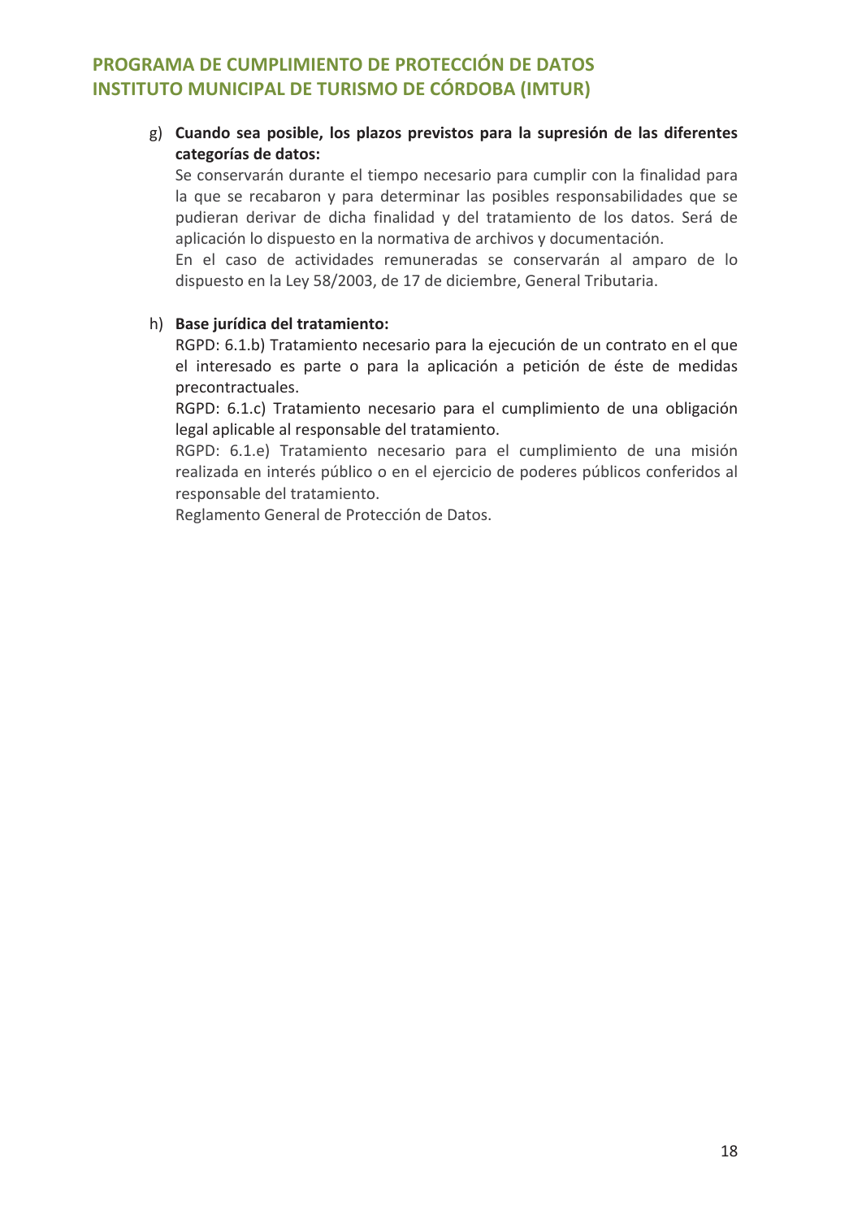g) **Cuando sea posible, los plazos previstos para la supresión de las diferentes categorías de datos:**

Se conservarán durante el tiempo necesario para cumplir con la finalidad para la que se recabaron y para determinar las posibles responsabilidades que se pudieran derivar de dicha finalidad y del tratamiento de los datos. Será de aplicación lo dispuesto en la normativa de archivos y documentación.

En el caso de actividades remuneradas se conservarán al amparo de lo dispuesto en la Ley 58/2003, de 17 de diciembre, General Tributaria.

h) **Base jurídica del tratamiento:**

RGPD: 6.1.b) Tratamiento necesario para la ejecución de un contrato en el que el interesado es parte o para la aplicación a petición de éste de medidas precontractuales.

RGPD: 6.1.c) Tratamiento necesario para el cumplimiento de una obligación legal aplicable al responsable del tratamiento.

RGPD: 6.1.e) Tratamiento necesario para el cumplimiento de una misión realizada en interés público o en el ejercicio de poderes públicos conferidos al responsable del tratamiento.

Reglamento General de Protección de Datos.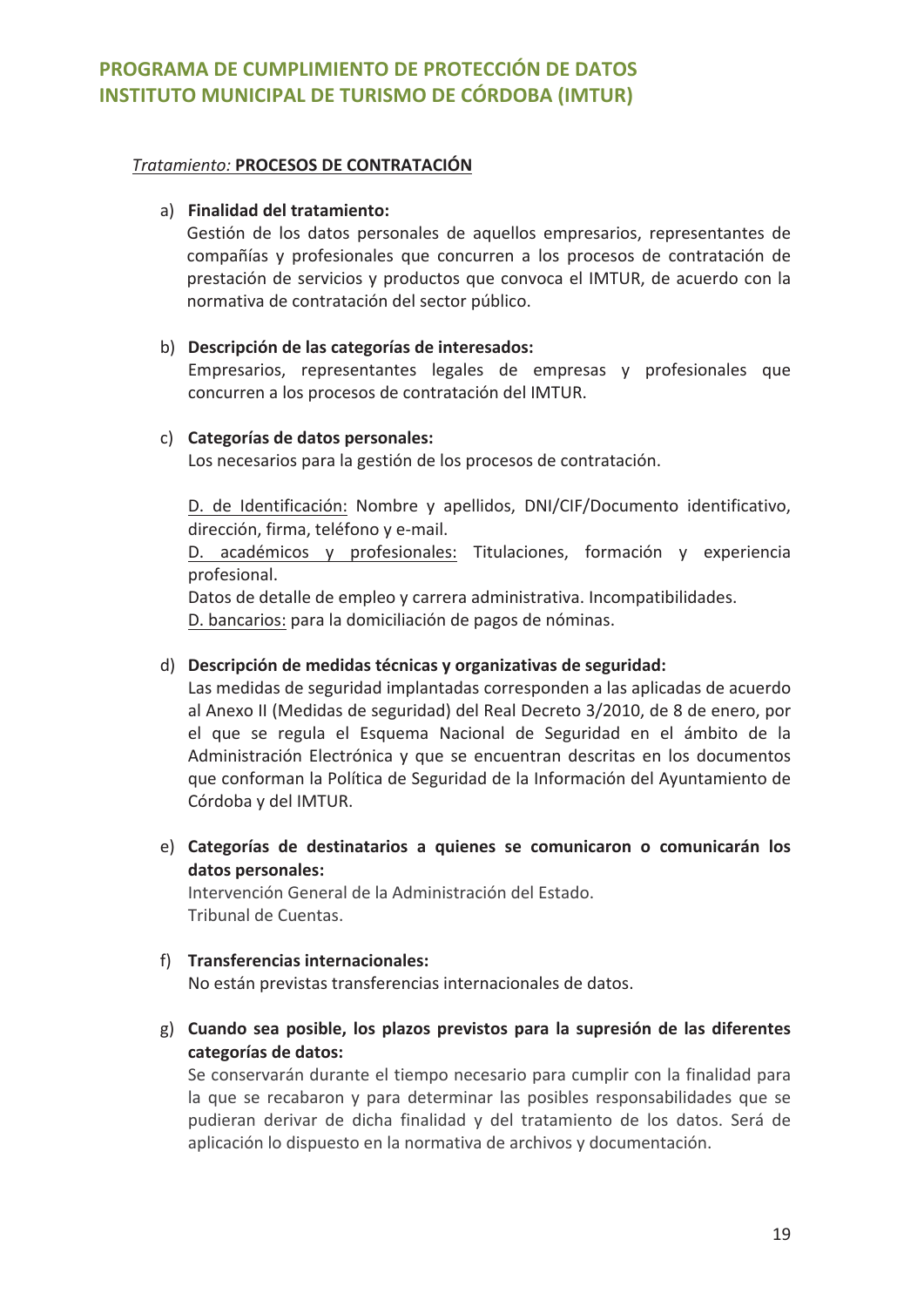*Tratamiento:* **PROCESOS DE CONTRATACIÓN**

a) **Finalidad del tratamiento:**
Gestión de los datos personales de aquellos empresarios, representantes de compañías y profesionales que concurren a los procesos de contratación de prestación de servicios y productos que convoca el IMTUR, de acuerdo con la normativa de contratación del sector público.

b) **Descripción de las categorías de interesados:**
Empresarios, representantes legales de empresas y profesionales que concurren a los procesos de contratación del IMTUR.

c) **Categorías de datos personales:**
Los necesarios para la gestión de los procesos de contratación.

D. de Identificación: Nombre y apellidos, DNI/CIF/Documento identificativo, dirección, firma, teléfono y e-mail.
D. académicos y profesionales: Titulaciones, formación y experiencia profesional.
Datos de detalle de empleo y carrera administrativa. Incompatibilidades.
D. bancarios: para la domiciliación de pagos de nóminas.

d) **Descripción de medidas técnicas y organizativas de seguridad:**
Las medidas de seguridad implantadas corresponden a las aplicadas de acuerdo al Anexo II (Medidas de seguridad) del Real Decreto 3/2010, de 8 de enero, por el que se regula el Esquema Nacional de Seguridad en el ámbito de la Administración Electrónica y que se encuentran descritas en los documentos que conforman la Política de Seguridad de la Información del Ayuntamiento de Córdoba y del IMTUR.

e) **Categorías de destinatarios a quienes se comunicaron o comunicarán los datos personales:**
Intervención General de la Administración del Estado.
Tribunal de Cuentas.

f) **Transferencias internacionales:**
No están previstas transferencias internacionales de datos.

g) **Cuando sea posible, los plazos previstos para la supresión de las diferentes categorías de datos:**
Se conservarán durante el tiempo necesario para cumplir con la finalidad para la que se recabaron y para determinar las posibles responsabilidades que se pudieran derivar de dicha finalidad y del tratamiento de los datos. Será de aplicación lo dispuesto en la normativa de archivos y documentación.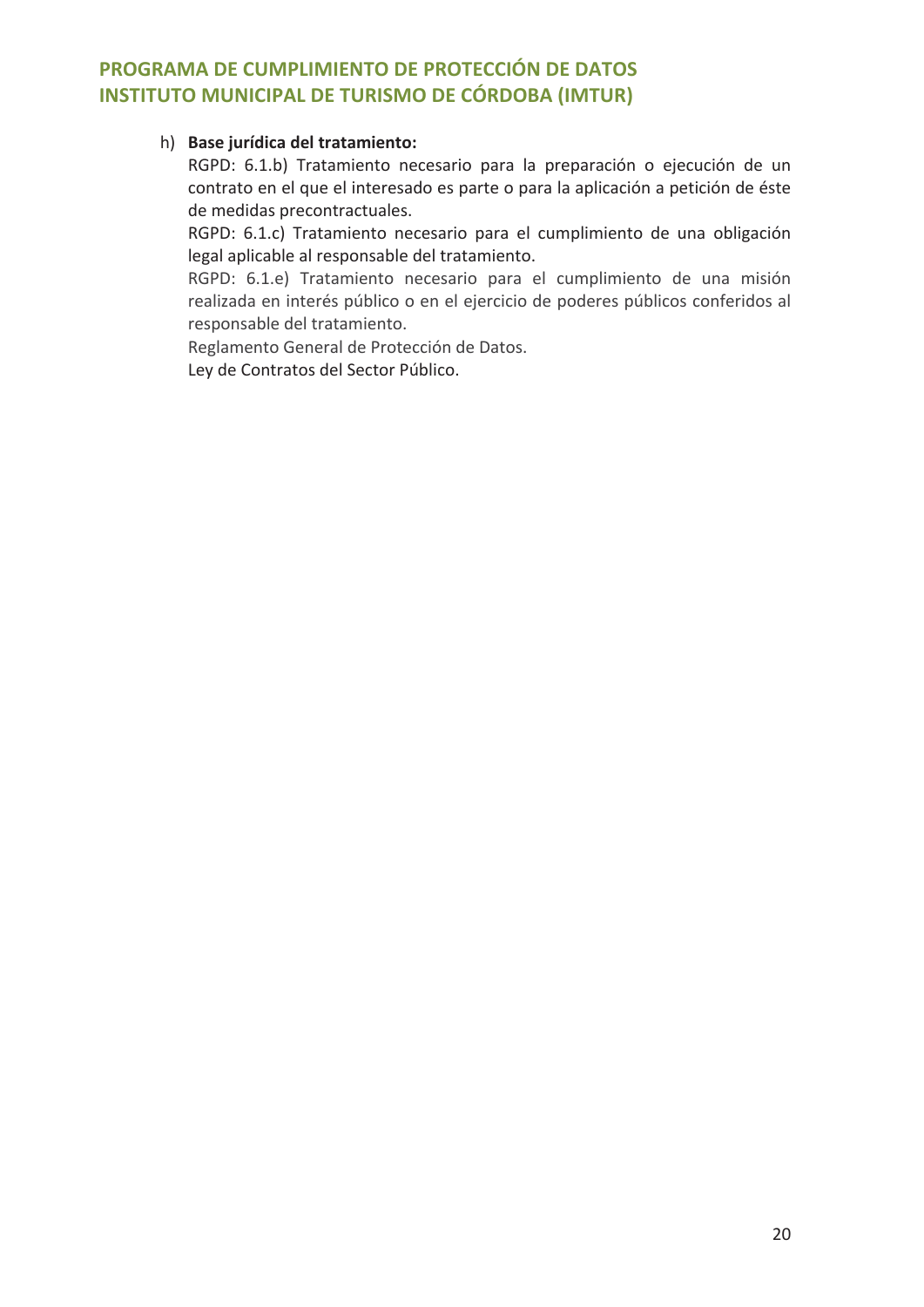h) **Base jurídica del tratamiento:**

RGPD: 6.1.b) Tratamiento necesario para la preparación o ejecución de un contrato en el que el interesado es parte o para la aplicación a petición de éste de medidas precontractuales.

RGPD: 6.1.c) Tratamiento necesario para el cumplimiento de una obligación legal aplicable al responsable del tratamiento.

RGPD: 6.1.e) Tratamiento necesario para el cumplimiento de una misión realizada en interés público o en el ejercicio de poderes públicos conferidos al responsable del tratamiento.

Reglamento General de Protección de Datos.

Ley de Contratos del Sector Público.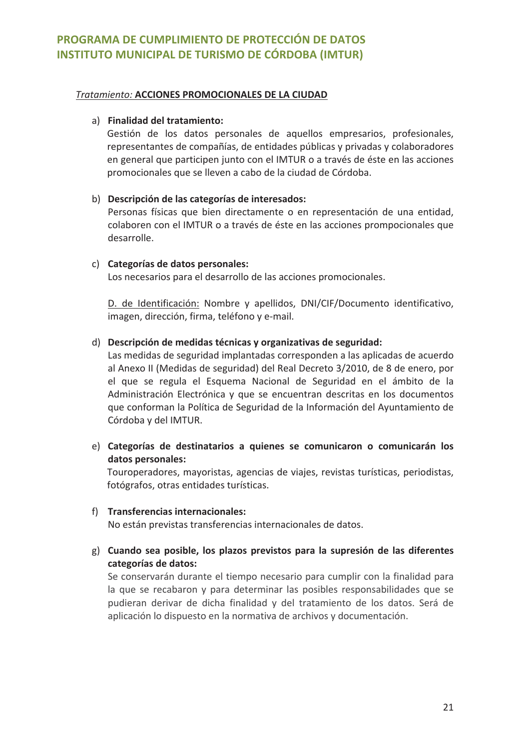*Tratamiento:* **ACCIONES PROMOCIONALES DE LA CIUDAD**

a) **Finalidad del tratamiento:**
Gestión de los datos personales de aquellos empresarios, profesionales, representantes de compañías, de entidades públicas y privadas y colaboradores en general que participen junto con el IMTUR o a través de éste en las acciones promocionales que se lleven a cabo de la ciudad de Córdoba.

b) **Descripción de las categorías de interesados:**
Personas físicas que bien directamente o en representación de una entidad, colaboren con el IMTUR o a través de éste en las acciones prompocionales que desarrolle.

c) **Categorías de datos personales:**
Los necesarios para el desarrollo de las acciones promocionales.

<u>D. de Identificación:</u> Nombre y apellidos, DNI/CIF/Documento identificativo, imagen, dirección, firma, teléfono y e-mail.

d) **Descripción de medidas técnicas y organizativas de seguridad:**
Las medidas de seguridad implantadas corresponden a las aplicadas de acuerdo al Anexo II (Medidas de seguridad) del Real Decreto 3/2010, de 8 de enero, por el que se regula el Esquema Nacional de Seguridad en el ámbito de la Administración Electrónica y que se encuentran descritas en los documentos que conforman la Política de Seguridad de la Información del Ayuntamiento de Córdoba y del IMTUR.

e) **Categorías de destinatarios a quienes se comunicaron o comunicarán los datos personales:**
Touroperadores, mayoristas, agencias de viajes, revistas turísticas, periodistas, fotógrafos, otras entidades turísticas.

f) **Transferencias internacionales:**
No están previstas transferencias internacionales de datos.

g) **Cuando sea posible, los plazos previstos para la supresión de las diferentes categorías de datos:**
Se conservarán durante el tiempo necesario para cumplir con la finalidad para la que se recabaron y para determinar las posibles responsabilidades que se pudieran derivar de dicha finalidad y del tratamiento de los datos. Será de aplicación lo dispuesto en la normativa de archivos y documentación.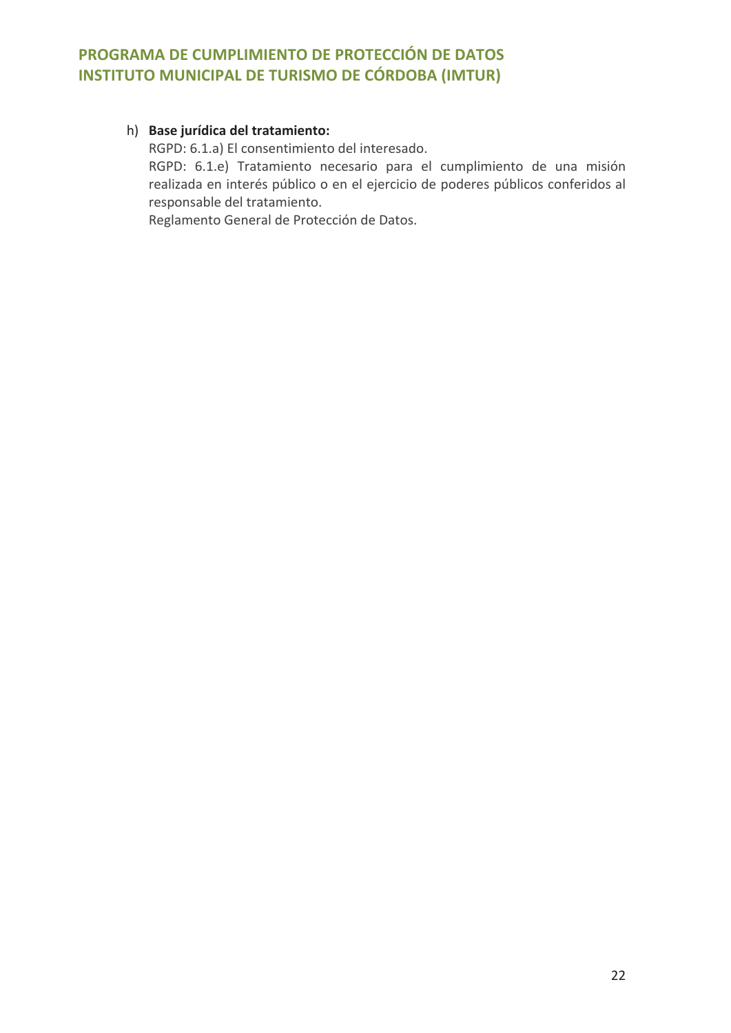h) **Base jurídica del tratamiento:**

RGPD: 6.1.a) El consentimiento del interesado.

RGPD: 6.1.e) Tratamiento necesario para el cumplimiento de una misión realizada en interés público o en el ejercicio de poderes públicos conferidos al responsable del tratamiento.

Reglamento General de Protección de Datos.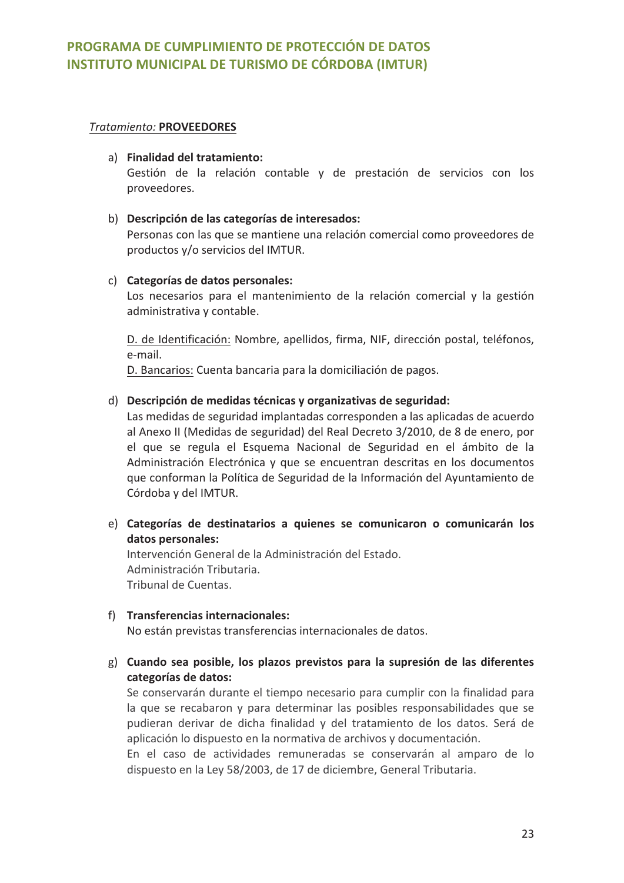*<u>Tratamiento:</u>* **<u>PROVEEDORES</u>**

a) **Finalidad del tratamiento:**
Gestión de la relación contable y de prestación de servicios con los proveedores.

b) **Descripción de las categorías de interesados:**
Personas con las que se mantiene una relación comercial como proveedores de productos y/o servicios del IMTUR.

c) **Categorías de datos personales:**
Los necesarios para el mantenimiento de la relación comercial y la gestión administrativa y contable.

<u>D. de Identificación:</u> Nombre, apellidos, firma, NIF, dirección postal, teléfonos, e-mail.
<u>D. Bancarios:</u> Cuenta bancaria para la domiciliación de pagos.

d) **Descripción de medidas técnicas y organizativas de seguridad:**
Las medidas de seguridad implantadas corresponden a las aplicadas de acuerdo al Anexo II (Medidas de seguridad) del Real Decreto 3/2010, de 8 de enero, por el que se regula el Esquema Nacional de Seguridad en el ámbito de la Administración Electrónica y que se encuentran descritas en los documentos que conforman la Política de Seguridad de la Información del Ayuntamiento de Córdoba y del IMTUR.

e) **Categorías de destinatarios a quienes se comunicaron o comunicarán los datos personales:**
Intervención General de la Administración del Estado.
Administración Tributaria.
Tribunal de Cuentas.

f) **Transferencias internacionales:**
No están previstas transferencias internacionales de datos.

g) **Cuando sea posible, los plazos previstos para la supresión de las diferentes categorías de datos:**
Se conservarán durante el tiempo necesario para cumplir con la finalidad para la que se recabaron y para determinar las posibles responsabilidades que se pudieran derivar de dicha finalidad y del tratamiento de los datos. Será de aplicación lo dispuesto en la normativa de archivos y documentación.
En el caso de actividades remuneradas se conservarán al amparo de lo dispuesto en la Ley 58/2003, de 17 de diciembre, General Tributaria.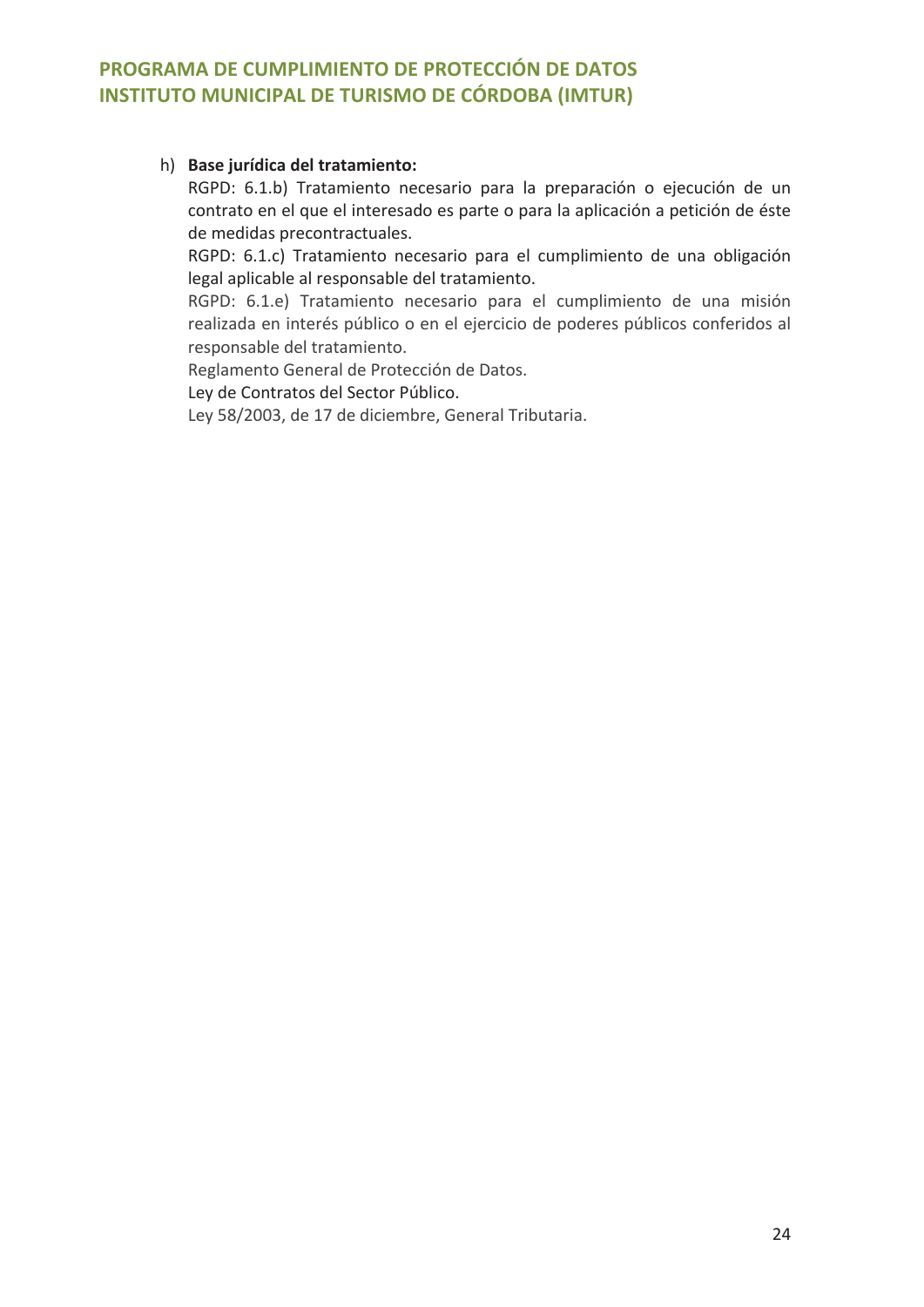h) **Base jurídica del tratamiento:**

RGPD: 6.1.b) Tratamiento necesario para la preparación o ejecución de un contrato en el que el interesado es parte o para la aplicación a petición de éste de medidas precontractuales.

RGPD: 6.1.c) Tratamiento necesario para el cumplimiento de una obligación legal aplicable al responsable del tratamiento.

RGPD: 6.1.e) Tratamiento necesario para el cumplimiento de una misión realizada en interés público o en el ejercicio de poderes públicos conferidos al responsable del tratamiento.

Reglamento General de Protección de Datos.

Ley de Contratos del Sector Público.

Ley 58/2003, de 17 de diciembre, General Tributaria.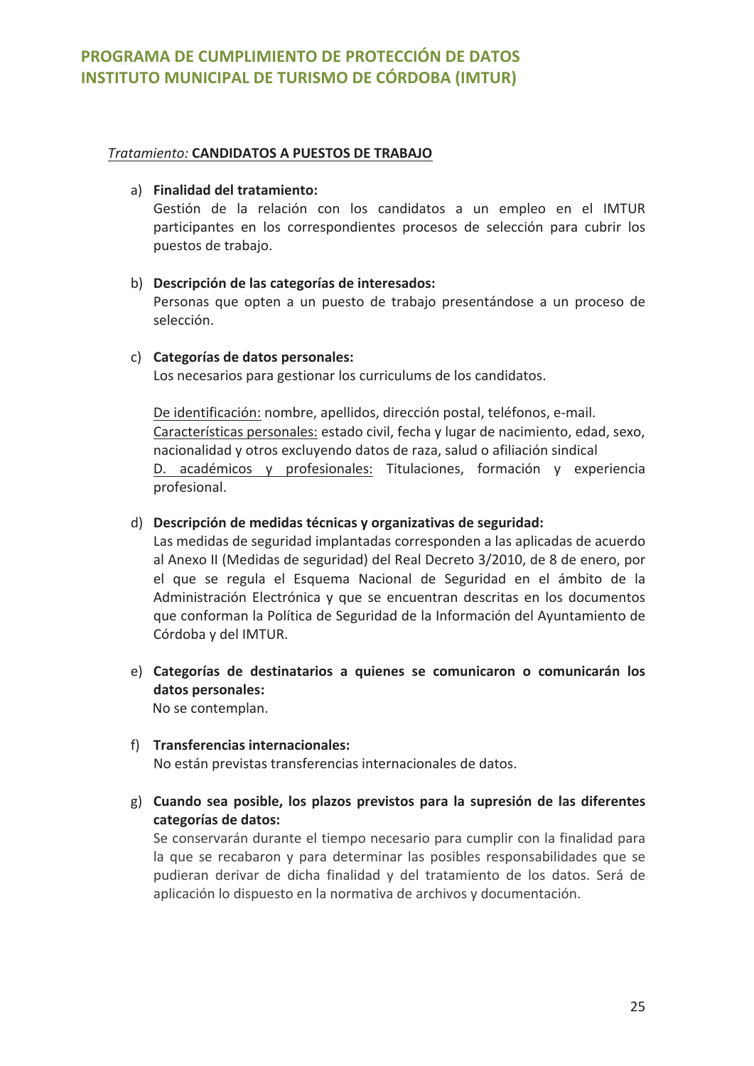*Tratamiento:* **CANDIDATOS A PUESTOS DE TRABAJO**

a) **Finalidad del tratamiento:**
Gestión de la relación con los candidatos a un empleo en el IMTUR participantes en los correspondientes procesos de selección para cubrir los puestos de trabajo.

b) **Descripción de las categorías de interesados:**
Personas que opten a un puesto de trabajo presentándose a un proceso de selección.

c) **Categorías de datos personales:**
Los necesarios para gestionar los curriculums de los candidatos.

De identificación: nombre, apellidos, dirección postal, teléfonos, e-mail.
Características personales: estado civil, fecha y lugar de nacimiento, edad, sexo, nacionalidad y otros excluyendo datos de raza, salud o afiliación sindical
D. académicos y profesionales: Titulaciones, formación y experiencia profesional.

d) **Descripción de medidas técnicas y organizativas de seguridad:**
Las medidas de seguridad implantadas corresponden a las aplicadas de acuerdo al Anexo II (Medidas de seguridad) del Real Decreto 3/2010, de 8 de enero, por el que se regula el Esquema Nacional de Seguridad en el ámbito de la Administración Electrónica y que se encuentran descritas en los documentos que conforman la Política de Seguridad de la Información del Ayuntamiento de Córdoba y del IMTUR.

e) **Categorías de destinatarios a quienes se comunicaron o comunicarán los datos personales:**
No se contemplan.

f) **Transferencias internacionales:**
No están previstas transferencias internacionales de datos.

g) **Cuando sea posible, los plazos previstos para la supresión de las diferentes categorías de datos:**
Se conservarán durante el tiempo necesario para cumplir con la finalidad para la que se recabaron y para determinar las posibles responsabilidades que se pudieran derivar de dicha finalidad y del tratamiento de los datos. Será de aplicación lo dispuesto en la normativa de archivos y documentación.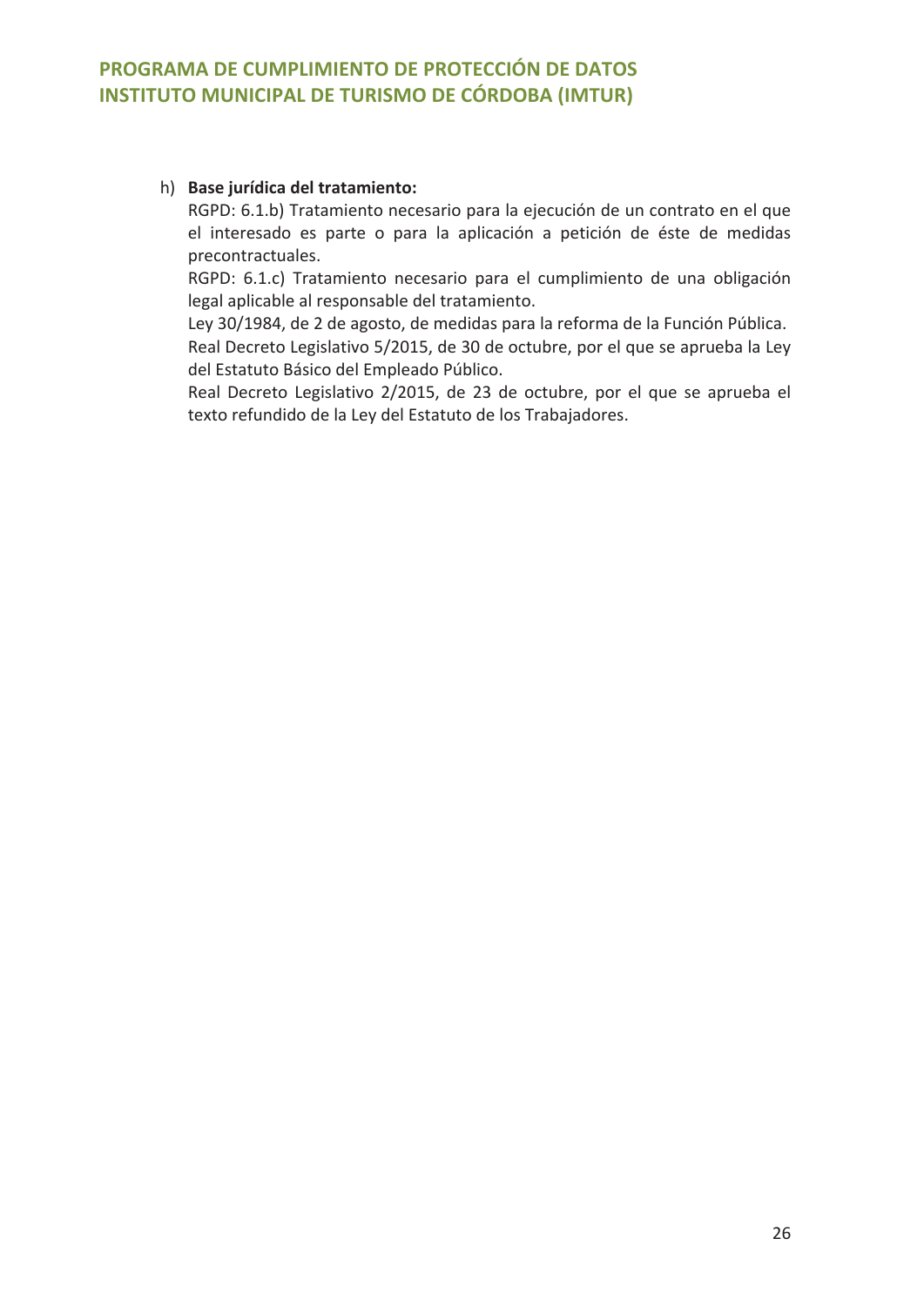h) **Base jurídica del tratamiento:**

RGPD: 6.1.b) Tratamiento necesario para la ejecución de un contrato en el que el interesado es parte o para la aplicación a petición de éste de medidas precontractuales.

RGPD: 6.1.c) Tratamiento necesario para el cumplimiento de una obligación legal aplicable al responsable del tratamiento.

Ley 30/1984, de 2 de agosto, de medidas para la reforma de la Función Pública.

Real Decreto Legislativo 5/2015, de 30 de octubre, por el que se aprueba la Ley del Estatuto Básico del Empleado Público.

Real Decreto Legislativo 2/2015, de 23 de octubre, por el que se aprueba el texto refundido de la Ley del Estatuto de los Trabajadores.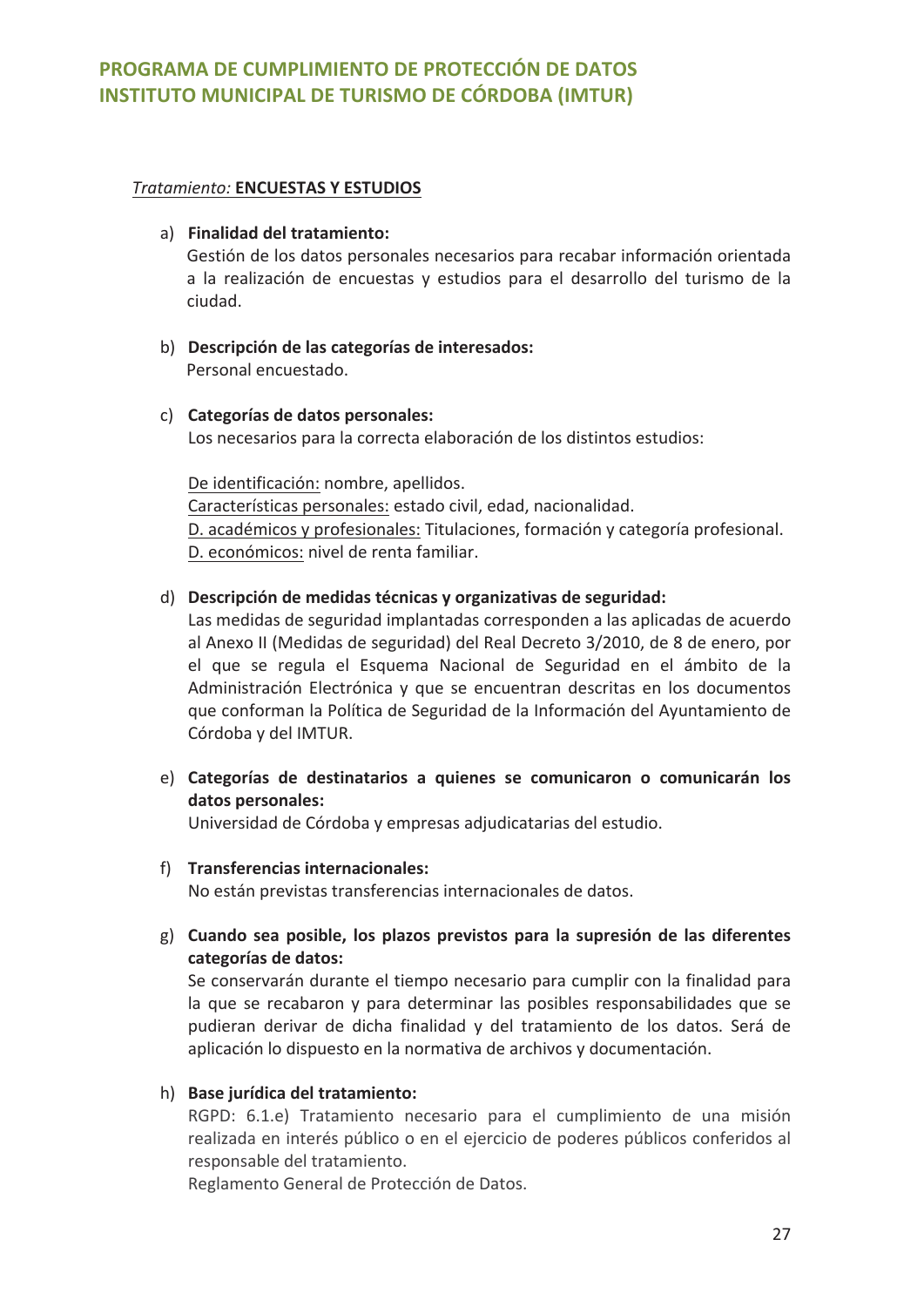*Tratamiento:* **ENCUESTAS Y ESTUDIOS**

a) **Finalidad del tratamiento:**
Gestión de los datos personales necesarios para recabar información orientada a la realización de encuestas y estudios para el desarrollo del turismo de la ciudad.

b) **Descripción de las categorías de interesados:**
Personal encuestado.

c) **Categorías de datos personales:**
Los necesarios para la correcta elaboración de los distintos estudios:

De identificación: nombre, apellidos.
Características personales: estado civil, edad, nacionalidad.
D. académicos y profesionales: Titulaciones, formación y categoría profesional.
D. económicos: nivel de renta familiar.

d) **Descripción de medidas técnicas y organizativas de seguridad:**
Las medidas de seguridad implantadas corresponden a las aplicadas de acuerdo al Anexo II (Medidas de seguridad) del Real Decreto 3/2010, de 8 de enero, por el que se regula el Esquema Nacional de Seguridad en el ámbito de la Administración Electrónica y que se encuentran descritas en los documentos que conforman la Política de Seguridad de la Información del Ayuntamiento de Córdoba y del IMTUR.

e) **Categorías de destinatarios a quienes se comunicaron o comunicarán los datos personales:**
Universidad de Córdoba y empresas adjudicatarias del estudio.

f) **Transferencias internacionales:**
No están previstas transferencias internacionales de datos.

g) **Cuando sea posible, los plazos previstos para la supresión de las diferentes categorías de datos:**
Se conservarán durante el tiempo necesario para cumplir con la finalidad para la que se recabaron y para determinar las posibles responsabilidades que se pudieran derivar de dicha finalidad y del tratamiento de los datos. Será de aplicación lo dispuesto en la normativa de archivos y documentación.

h) **Base jurídica del tratamiento:**
RGPD: 6.1.e) Tratamiento necesario para el cumplimiento de una misión realizada en interés público o en el ejercicio de poderes públicos conferidos al responsable del tratamiento.
Reglamento General de Protección de Datos.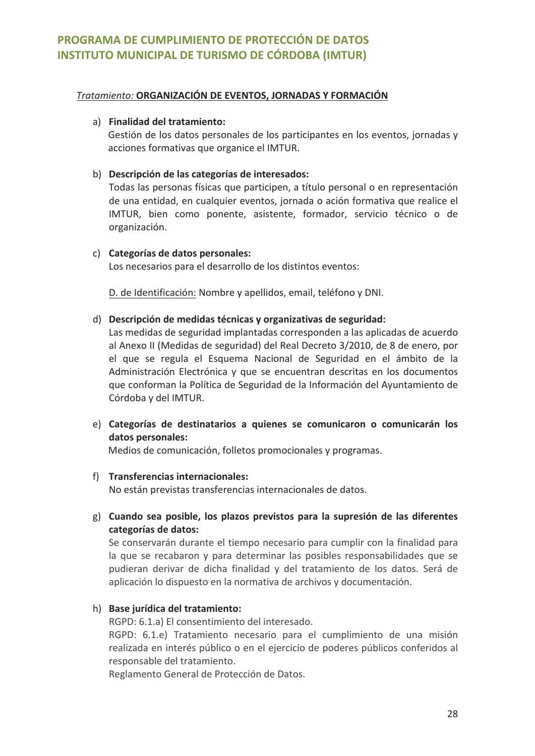*Tratamiento:* **ORGANIZACIÓN DE EVENTOS, JORNADAS Y FORMACIÓN**

a) **Finalidad del tratamiento:**
Gestión de los datos personales de los participantes en los eventos, jornadas y acciones formativas que organice el IMTUR.

b) **Descripción de las categorías de interesados:**
Todas las personas físicas que participen, a título personal o en representación de una entidad, en cualquier eventos, jornada o ación formativa que realice el IMTUR, bien como ponente, asistente, formador, servicio técnico o de organización.

c) **Categorías de datos personales:**
Los necesarios para el desarrollo de los distintos eventos:

D. de Identificación: Nombre y apellidos, email, teléfono y DNI.

d) **Descripción de medidas técnicas y organizativas de seguridad:**
Las medidas de seguridad implantadas corresponden a las aplicadas de acuerdo al Anexo II (Medidas de seguridad) del Real Decreto 3/2010, de 8 de enero, por el que se regula el Esquema Nacional de Seguridad en el ámbito de la Administración Electrónica y que se encuentran descritas en los documentos que conforman la Política de Seguridad de la Información del Ayuntamiento de Córdoba y del IMTUR.

e) **Categorías de destinatarios a quienes se comunicaron o comunicarán los datos personales:**
Medios de comunicación, folletos promocionales y programas.

f) **Transferencias internacionales:**
No están previstas transferencias internacionales de datos.

g) **Cuando sea posible, los plazos previstos para la supresión de las diferentes categorías de datos:**
Se conservarán durante el tiempo necesario para cumplir con la finalidad para la que se recabaron y para determinar las posibles responsabilidades que se pudieran derivar de dicha finalidad y del tratamiento de los datos. Será de aplicación lo dispuesto en la normativa de archivos y documentación.

h) **Base jurídica del tratamiento:**
RGPD: 6.1.a) El consentimiento del interesado.
RGPD: 6.1.e) Tratamiento necesario para el cumplimiento de una misión realizada en interés público o en el ejercicio de poderes públicos conferidos al responsable del tratamiento.
Reglamento General de Protección de Datos.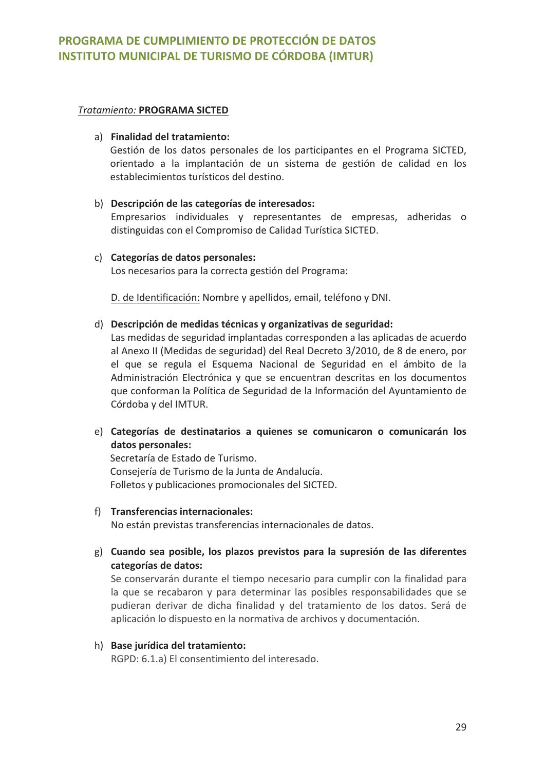*Tratamiento:* **PROGRAMA SICTED**

a) **Finalidad del tratamiento:**
Gestión de los datos personales de los participantes en el Programa SICTED, orientado a la implantación de un sistema de gestión de calidad en los establecimientos turísticos del destino.

b) **Descripción de las categorías de interesados:**
Empresarios individuales y representantes de empresas, adheridas o distinguidas con el Compromiso de Calidad Turística SICTED.

c) **Categorías de datos personales:**
Los necesarios para la correcta gestión del Programa:

D. de Identificación: Nombre y apellidos, email, teléfono y DNI.

d) **Descripción de medidas técnicas y organizativas de seguridad:**
Las medidas de seguridad implantadas corresponden a las aplicadas de acuerdo al Anexo II (Medidas de seguridad) del Real Decreto 3/2010, de 8 de enero, por el que se regula el Esquema Nacional de Seguridad en el ámbito de la Administración Electrónica y que se encuentran descritas en los documentos que conforman la Política de Seguridad de la Información del Ayuntamiento de Córdoba y del IMTUR.

e) **Categorías de destinatarios a quienes se comunicaron o comunicarán los datos personales:**
Secretaría de Estado de Turismo.
Consejería de Turismo de la Junta de Andalucía.
Folletos y publicaciones promocionales del SICTED.

f) **Transferencias internacionales:**
No están previstas transferencias internacionales de datos.

g) **Cuando sea posible, los plazos previstos para la supresión de las diferentes categorías de datos:**
Se conservarán durante el tiempo necesario para cumplir con la finalidad para la que se recabaron y para determinar las posibles responsabilidades que se pudieran derivar de dicha finalidad y del tratamiento de los datos. Será de aplicación lo dispuesto en la normativa de archivos y documentación.

h) **Base jurídica del tratamiento:**
RGPD: 6.1.a) El consentimiento del interesado.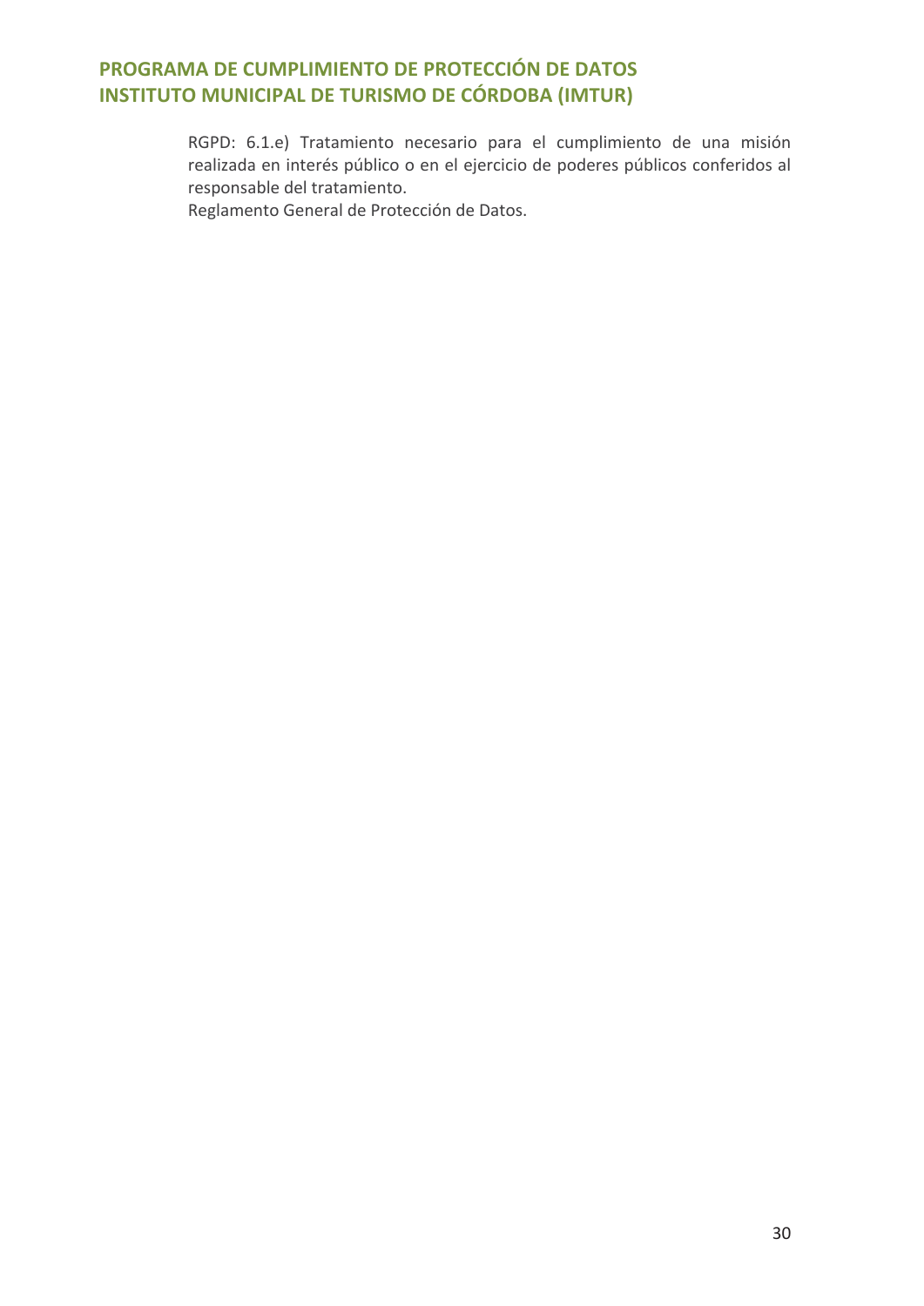RGPD: 6.1.e) Tratamiento necesario para el cumplimiento de una misión realizada en interés público o en el ejercicio de poderes públicos conferidos al responsable del tratamiento.
Reglamento General de Protección de Datos.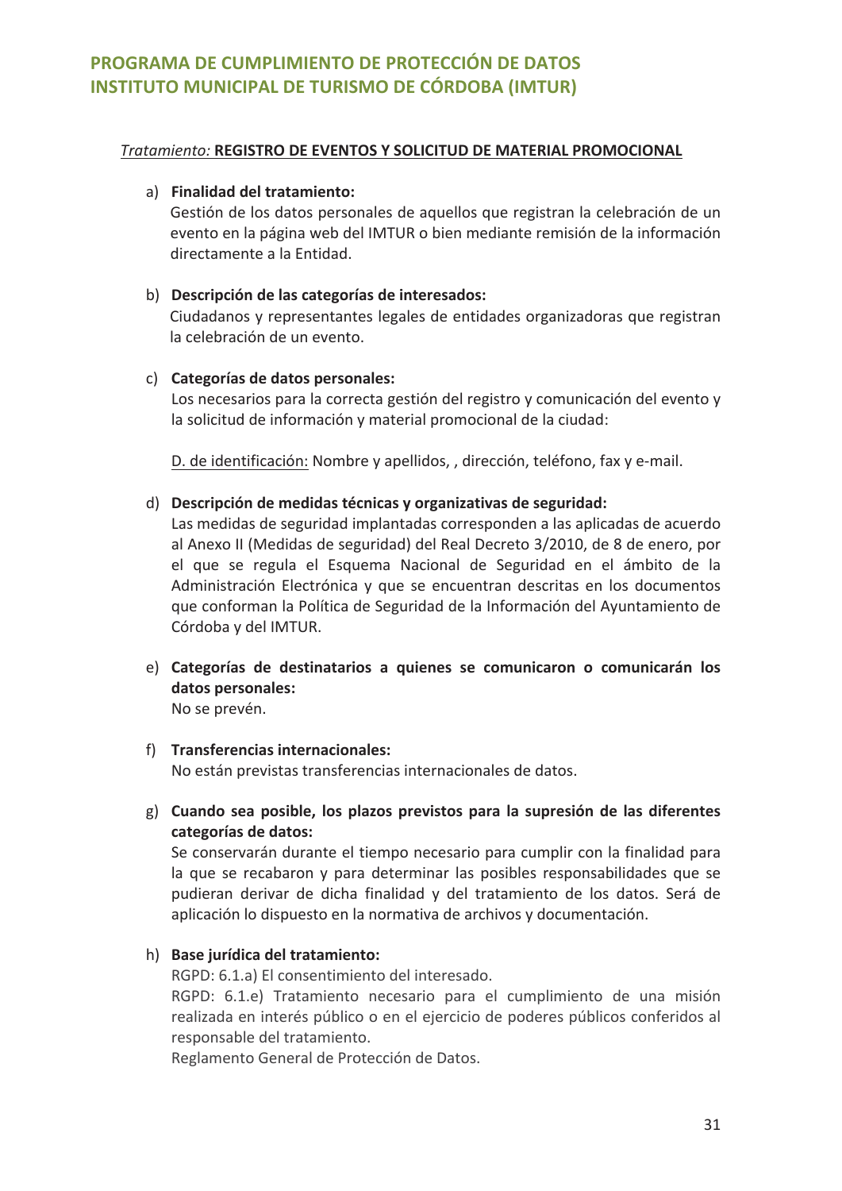*Tratamiento:* **<u>REGISTRO DE EVENTOS Y SOLICITUD DE MATERIAL PROMOCIONAL</u>**

a) **Finalidad del tratamiento:**
Gestión de los datos personales de aquellos que registran la celebración de un evento en la página web del IMTUR o bien mediante remisión de la información directamente a la Entidad.

b) **Descripción de las categorías de interesados:**
Ciudadanos y representantes legales de entidades organizadoras que registran la celebración de un evento.

c) **Categorías de datos personales:**
Los necesarios para la correcta gestión del registro y comunicación del evento y la solicitud de información y material promocional de la ciudad:

<u>D. de identificación:</u> Nombre y apellidos, , dirección, teléfono, fax y e-mail.

d) **Descripción de medidas técnicas y organizativas de seguridad:**
Las medidas de seguridad implantadas corresponden a las aplicadas de acuerdo al Anexo II (Medidas de seguridad) del Real Decreto 3/2010, de 8 de enero, por el que se regula el Esquema Nacional de Seguridad en el ámbito de la Administración Electrónica y que se encuentran descritas en los documentos que conforman la Política de Seguridad de la Información del Ayuntamiento de Córdoba y del IMTUR.

e) **Categorías de destinatarios a quienes se comunicaron o comunicarán los datos personales:**
No se prevén.

f) **Transferencias internacionales:**
No están previstas transferencias internacionales de datos.

g) **Cuando sea posible, los plazos previstos para la supresión de las diferentes categorías de datos:**
Se conservarán durante el tiempo necesario para cumplir con la finalidad para la que se recabaron y para determinar las posibles responsabilidades que se pudieran derivar de dicha finalidad y del tratamiento de los datos. Será de aplicación lo dispuesto en la normativa de archivos y documentación.

h) **Base jurídica del tratamiento:**
RGPD: 6.1.a) El consentimiento del interesado.
RGPD: 6.1.e) Tratamiento necesario para el cumplimiento de una misión realizada en interés público o en el ejercicio de poderes públicos conferidos al responsable del tratamiento.
Reglamento General de Protección de Datos.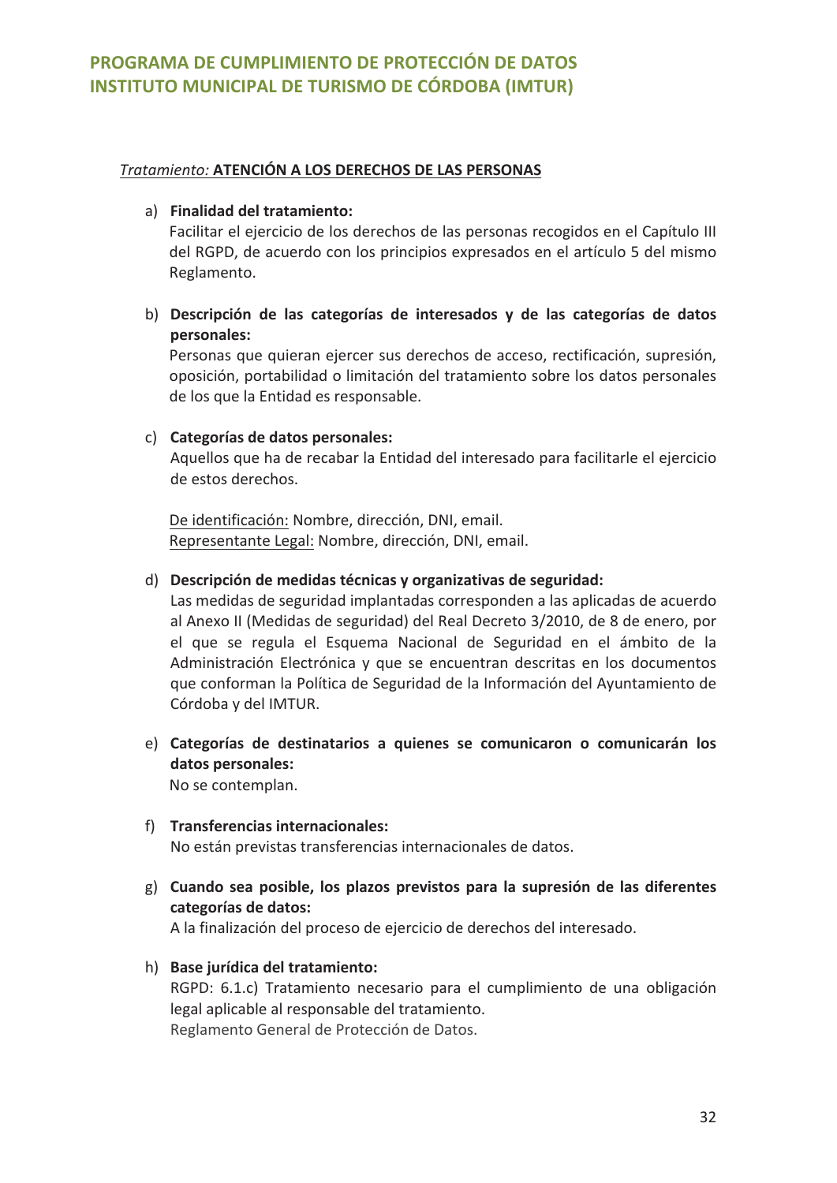*Tratamiento:* **ATENCIÓN A LOS DERECHOS DE LAS PERSONAS**

a) **Finalidad del tratamiento:**
Facilitar el ejercicio de los derechos de las personas recogidos en el Capítulo III del RGPD, de acuerdo con los principios expresados en el artículo 5 del mismo Reglamento.

b) **Descripción de las categorías de interesados y de las categorías de datos personales:**
Personas que quieran ejercer sus derechos de acceso, rectificación, supresión, oposición, portabilidad o limitación del tratamiento sobre los datos personales de los que la Entidad es responsable.

c) **Categorías de datos personales:**
Aquellos que ha de recabar la Entidad del interesado para facilitarle el ejercicio de estos derechos.

De identificación: Nombre, dirección, DNI, email.
Representante Legal: Nombre, dirección, DNI, email.

d) **Descripción de medidas técnicas y organizativas de seguridad:**
Las medidas de seguridad implantadas corresponden a las aplicadas de acuerdo al Anexo II (Medidas de seguridad) del Real Decreto 3/2010, de 8 de enero, por el que se regula el Esquema Nacional de Seguridad en el ámbito de la Administración Electrónica y que se encuentran descritas en los documentos que conforman la Política de Seguridad de la Información del Ayuntamiento de Córdoba y del IMTUR.

e) **Categorías de destinatarios a quienes se comunicaron o comunicarán los datos personales:**
No se contemplan.

f) **Transferencias internacionales:**
No están previstas transferencias internacionales de datos.

g) **Cuando sea posible, los plazos previstos para la supresión de las diferentes categorías de datos:**
A la finalización del proceso de ejercicio de derechos del interesado.

h) **Base jurídica del tratamiento:**
RGPD: 6.1.c) Tratamiento necesario para el cumplimiento de una obligación legal aplicable al responsable del tratamiento.
Reglamento General de Protección de Datos.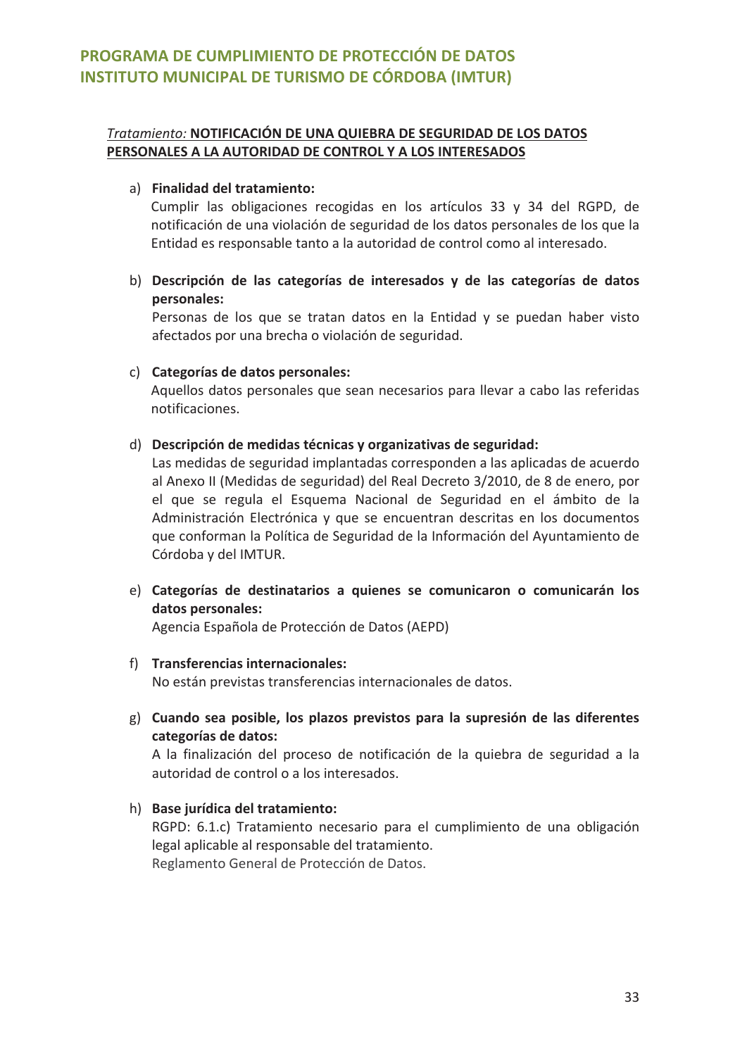*Tratamiento:* **NOTIFICACIÓN DE UNA QUIEBRA DE SEGURIDAD DE LOS DATOS PERSONALES A LA AUTORIDAD DE CONTROL Y A LOS INTERESADOS**

a) **Finalidad del tratamiento:**
Cumplir las obligaciones recogidas en los artículos 33 y 34 del RGPD, de notificación de una violación de seguridad de los datos personales de los que la Entidad es responsable tanto a la autoridad de control como al interesado.

b) **Descripción de las categorías de interesados y de las categorías de datos personales:**
Personas de los que se tratan datos en la Entidad y se puedan haber visto afectados por una brecha o violación de seguridad.

c) **Categorías de datos personales:**
Aquellos datos personales que sean necesarios para llevar a cabo las referidas notificaciones.

d) **Descripción de medidas técnicas y organizativas de seguridad:**
Las medidas de seguridad implantadas corresponden a las aplicadas de acuerdo al Anexo II (Medidas de seguridad) del Real Decreto 3/2010, de 8 de enero, por el que se regula el Esquema Nacional de Seguridad en el ámbito de la Administración Electrónica y que se encuentran descritas en los documentos que conforman la Política de Seguridad de la Información del Ayuntamiento de Córdoba y del IMTUR.

e) **Categorías de destinatarios a quienes se comunicaron o comunicarán los datos personales:**
Agencia Española de Protección de Datos (AEPD)

f) **Transferencias internacionales:**
No están previstas transferencias internacionales de datos.

g) **Cuando sea posible, los plazos previstos para la supresión de las diferentes categorías de datos:**
A la finalización del proceso de notificación de la quiebra de seguridad a la autoridad de control o a los interesados.

h) **Base jurídica del tratamiento:**
RGPD: 6.1.c) Tratamiento necesario para el cumplimiento de una obligación legal aplicable al responsable del tratamiento.
Reglamento General de Protección de Datos.